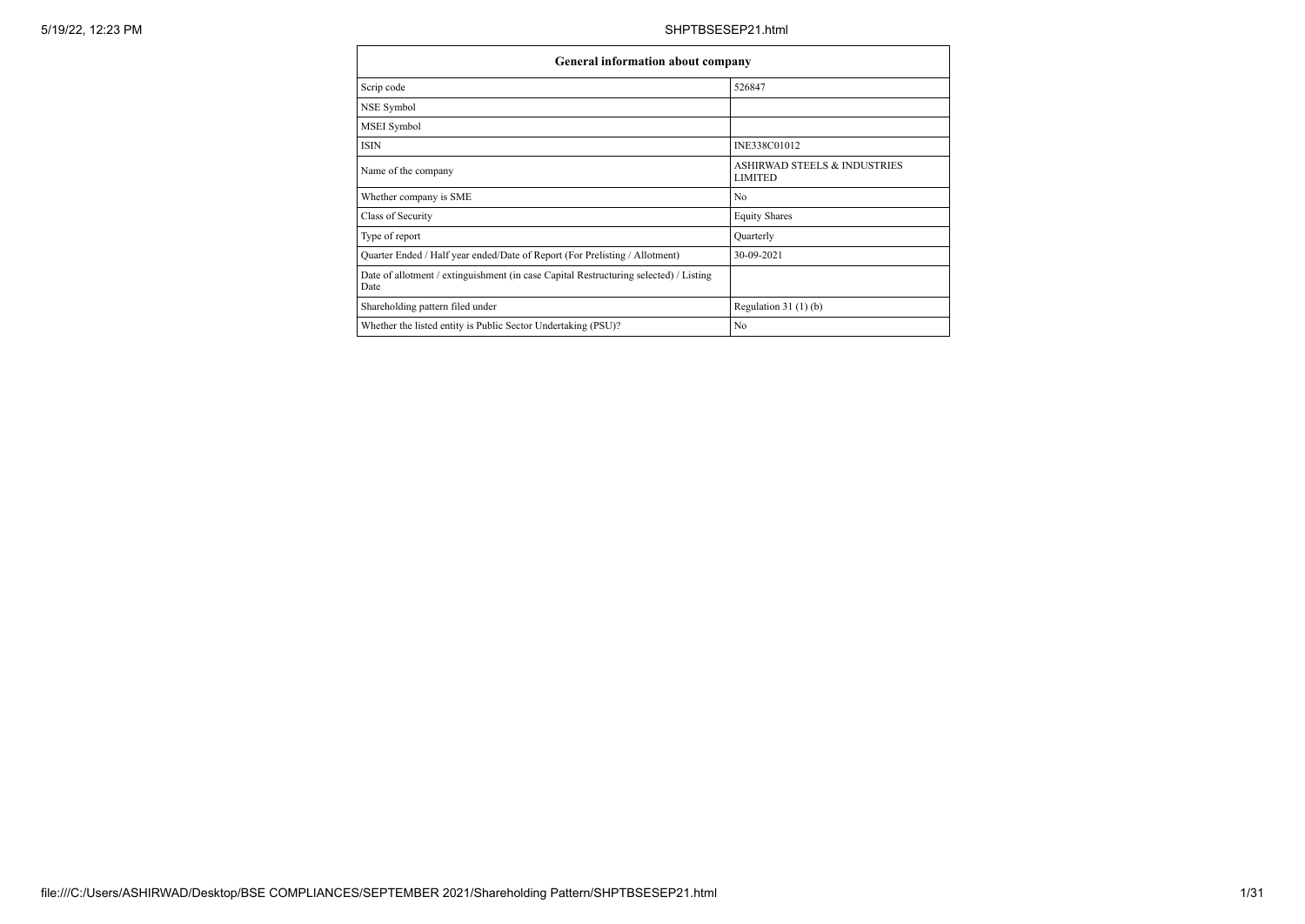| General information about company | |
|---|---|
| Scrip code | 526847 |
| NSE Symbol | |
| MSEI Symbol | |
| ISIN | INE338C01012 |
| Name of the company | ASHIRWAD STEELS & INDUSTRIES LIMITED |
| Whether company is SME | No |
| Class of Security | Equity Shares |
| Type of report | Quarterly |
| Quarter Ended / Half year ended/Date of Report (For Prelisting / Allotment) | 30-09-2021 |
| Date of allotment / extinguishment (in case Capital Restructuring selected) / Listing Date | |
| Shareholding pattern filed under | Regulation 31 (1) (b) |
| Whether the listed entity is Public Sector Undertaking (PSU)? | No |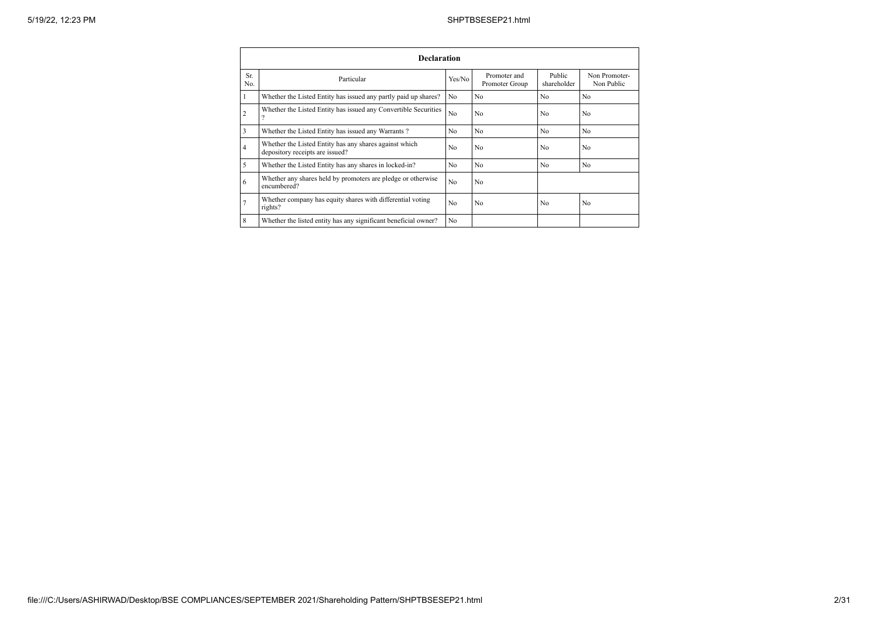| Declaration | | | | | |
|---|---|---|---|---|---|
| Sr. No. | Particular | Yes/No | Promoter and Promoter Group | Public shareholder | Non Promoter- Non Public |
| 1 | Whether the Listed Entity has issued any partly paid up shares? | No | No | No | No |
| 2 | Whether the Listed Entity has issued any Convertible Securities ? | No | No | No | No |
| 3 | Whether the Listed Entity has issued any Warrants ? | No | No | No | No |
| 4 | Whether the Listed Entity has any shares against which depository receipts are issued? | No | No | No | No |
| 5 | Whether the Listed Entity has any shares in locked-in? | No | No | No | No |
| 6 | Whether any shares held by promoters are pledge or otherwise encumbered? | No | No | | |
| 7 | Whether company has equity shares with differential voting rights? | No | No | No | No |
| 8 | Whether the listed entity has any significant beneficial owner? | No | | | |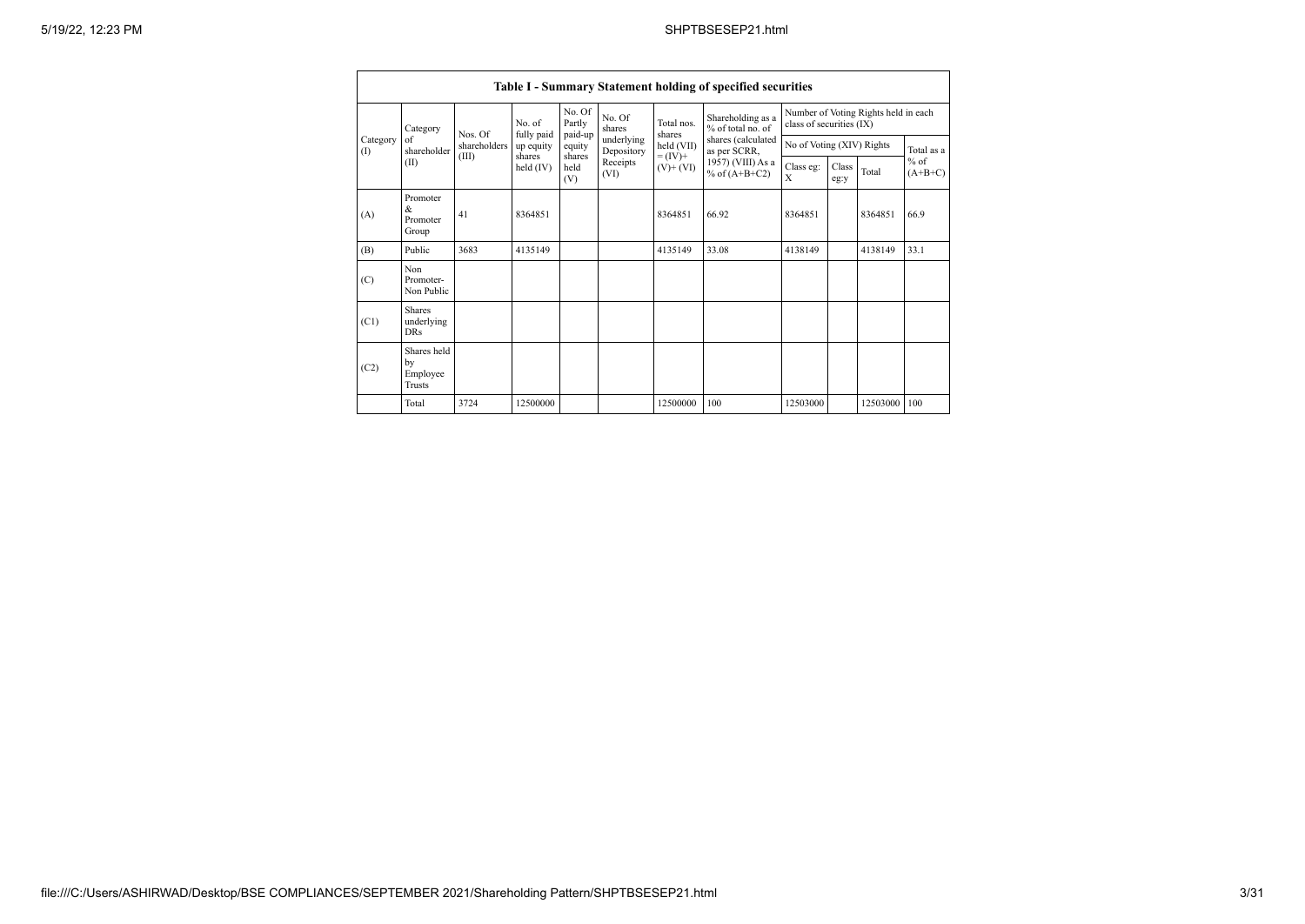| Table I - Summary Statement holding of specified securities | | | | | | | | | | | | |
|---|---|---|---|---|---|---|---|---|---|---|---|---|
| Category (I) | Category of shareholder (II) | Nos. Of shareholders (III) | No. of fully paid up equity shares held (IV) | No. Of Partly paid-up equity shares held (V) | No. Of shares underlying Depository Receipts (VI) | Total nos. shares held (VII) = (IV)+ (V)+ (VI) | Shareholding as a % of total no. of shares (calculated as per SCRR, 1957) (VIII) As a % of (A+B+C2) | Number of Voting Rights held in each class of securities (IX) | | | |
| | | | | | | | | No of Voting (XIV) Rights | | | Total as a % of (A+B+C) |
| | | | | | | | | Class eg: X | Class eg:y | Total | |
| (A) | Promoter & Promoter Group | 41 | 8364851 | | | 8364851 | 66.92 | 8364851 | | 8364851 | 66.9 |
| (B) | Public | 3683 | 4135149 | | | 4135149 | 33.08 | 4138149 | | 4138149 | 33.1 |
| (C) | Non Promoter- Non Public | | | | | | | | | | |
| (C1) | Shares underlying DRs | | | | | | | | | | |
| (C2) | Shares held by Employee Trusts | | | | | | | | | | |
| | Total | 3724 | 12500000 | | | 12500000 | 100 | 12503000 | | 12503000 | 100 |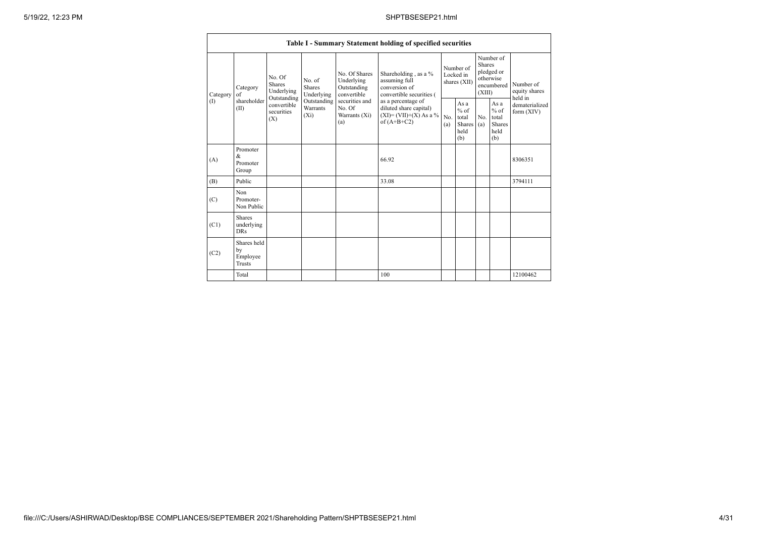| Table I - Summary Statement holding of specified securities | | | | | | | | | | | |
|---|---|---|---|---|---|---|---|---|---|---|---|
| Category (I) | Category of shareholder (II) | No. Of Shares Underlying Outstanding convertible securities (X) | No. of Shares Underlying Outstanding Warrants (Xi) | No. Of Shares Underlying Outstanding convertible securities and No. Of Warrants (Xi) (a) | Shareholding , as a % assuming full conversion of convertible securities ( as a percentage of diluted share capital) (XI)= (VII)+(X) As a % of (A+B+C2) | Number of Locked in shares (XII) | | Number of Shares pledged or otherwise encumbered (XIII) | | Number of equity shares held in dematerialized form (XIV) |
| | | | | | | No. (a) | As a % of total Shares held (b) | No. (a) | As a % of total Shares held (b) | |
| (A) | Promoter & Promoter Group | | | | 66.92 | | | | | 8306351 |
| (B) | Public | | | | 33.08 | | | | | 3794111 |
| (C) | Non Promoter- Non Public | | | | | | | | | |
| (C1) | Shares underlying DRs | | | | | | | | | |
| (C2) | Shares held by Employee Trusts | | | | | | | | | |
| | Total | | | | 100 | | | | | 12100462 |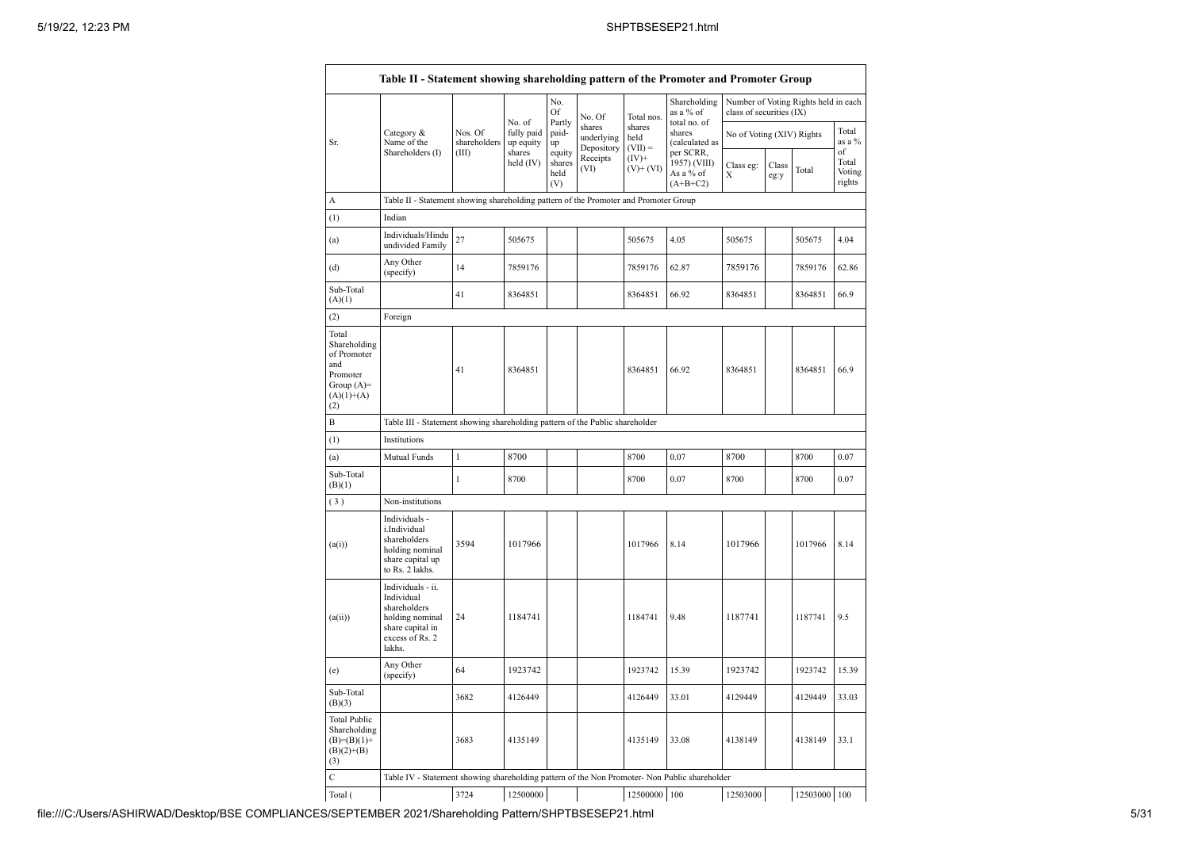| Table II - Statement showing shareholding pattern of the Promoter and Promoter Group | | | | | | | | | | | | |
|---|---|---|---|---|---|---|---|---|---|---|---|---|
| Sr. | Category & Name of the Shareholders (I) | Nos. Of shareholders (III) | No. of fully paid up equity shares held (IV) | No. Of Partly paid-up equity shares held (V) | No. Of shares underlying Depository Receipts (VI) | Total nos. shares held (VII) = (IV)+ (V)+ (VI) | Shareholding as a % of total no. of shares (calculated as per SCRR, 1957) (VIII) As a % of (A+B+C2) | Number of Voting Rights held in each class of securities (IX) | | | |
| | | | | | | | | No of Voting (XIV) Rights | | | Total as a % of Total Voting rights |
| | | | | | | | | Class eg: X | Class eg:y | Total | |
| A | Table II - Statement showing shareholding pattern of the Promoter and Promoter Group | | | | | | | | | | |
| (1) | Indian | | | | | | | | | | |
| (a) | Individuals/Hindu undivided Family | 27 | 505675 | | | 505675 | 4.05 | 505675 | | 505675 | 4.04 |
| (d) | Any Other (specify) | 14 | 7859176 | | | 7859176 | 62.87 | 7859176 | | 7859176 | 62.86 |
| Sub-Total (A)(1) | | 41 | 8364851 | | | 8364851 | 66.92 | 8364851 | | 8364851 | 66.9 |
| (2) | Foreign | | | | | | | | | | |
| Total Shareholding of Promoter and Promoter Group (A)= (A)(1)+(A)(2) | | 41 | 8364851 | | | 8364851 | 66.92 | 8364851 | | 8364851 | 66.9 |
| B | Table III - Statement showing shareholding pattern of the Public shareholder | | | | | | | | | | |
| (1) | Institutions | | | | | | | | | | |
| (a) | Mutual Funds | 1 | 8700 | | | 8700 | 0.07 | 8700 | | 8700 | 0.07 |
| Sub-Total (B)(1) | | 1 | 8700 | | | 8700 | 0.07 | 8700 | | 8700 | 0.07 |
| (3) | Non-institutions | | | | | | | | | | |
| (a(i)) | Individuals - i.Individual shareholders holding nominal share capital up to Rs. 2 lakhs. | 3594 | 1017966 | | | 1017966 | 8.14 | 1017966 | | 1017966 | 8.14 |
| (a(ii)) | Individuals - ii. Individual shareholders holding nominal share capital in excess of Rs. 2 lakhs. | 24 | 1184741 | | | 1184741 | 9.48 | 1187741 | | 1187741 | 9.5 |
| (e) | Any Other (specify) | 64 | 1923742 | | | 1923742 | 15.39 | 1923742 | | 1923742 | 15.39 |
| Sub-Total (B)(3) | | 3682 | 4126449 | | | 4126449 | 33.01 | 4129449 | | 4129449 | 33.03 |
| Total Public Shareholding (B)=(B)(1)+(B)(2)+(B)(3) | | 3683 | 4135149 | | | 4135149 | 33.08 | 4138149 | | 4138149 | 33.1 |
| C | Table IV - Statement showing shareholding pattern of the Non Promoter- Non Public shareholder | | | | | | | | | | |
| Total ( | | 3724 | 12500000 | | | 12500000 | 100 | 12503000 | | 12503000 | 100 |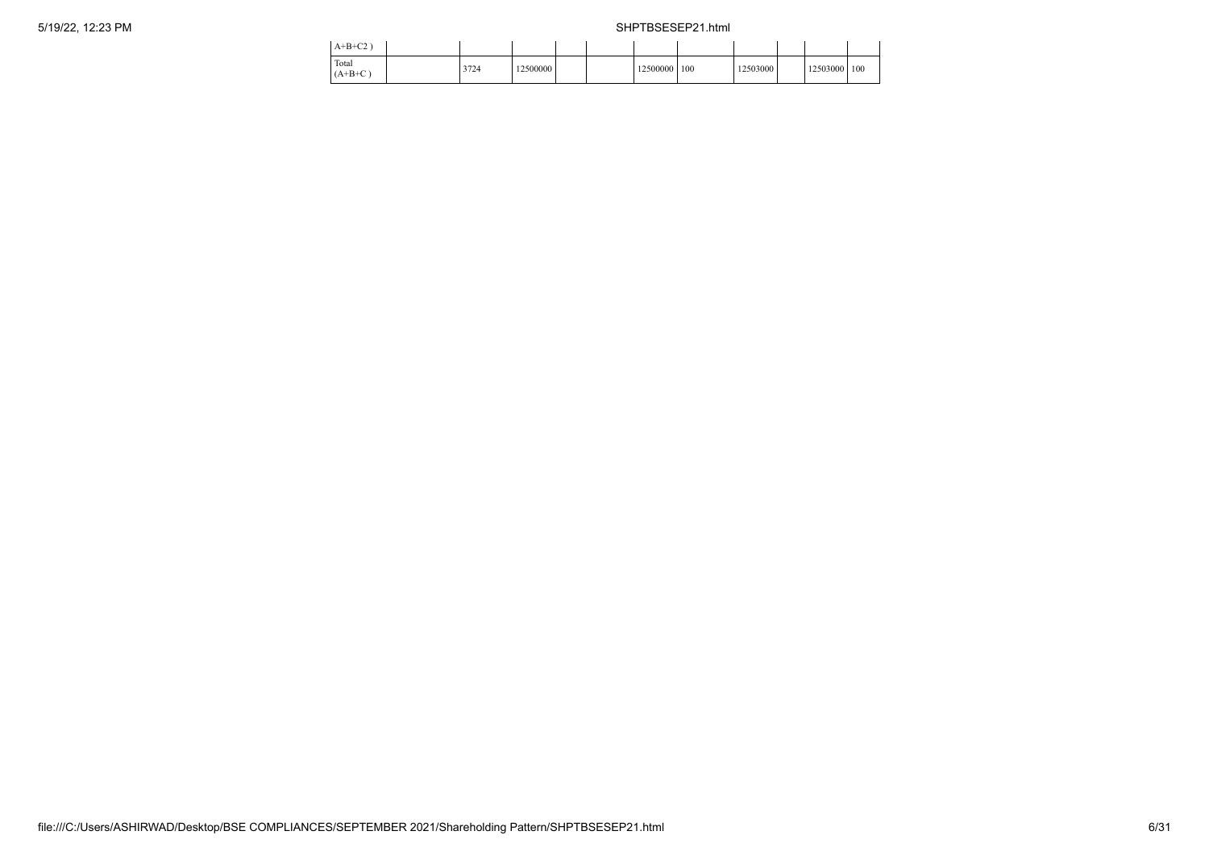| | | | | | | | | | | | |
|---|---|---|---|---|---|---|---|---|---|---|---|
| A+B+C2 ) | | | | | | | | | | | |
| Total (A+B+C ) | | 3724 | 12500000 | | | 12500000 | 100 | 12503000 | | 12503000 | 100 |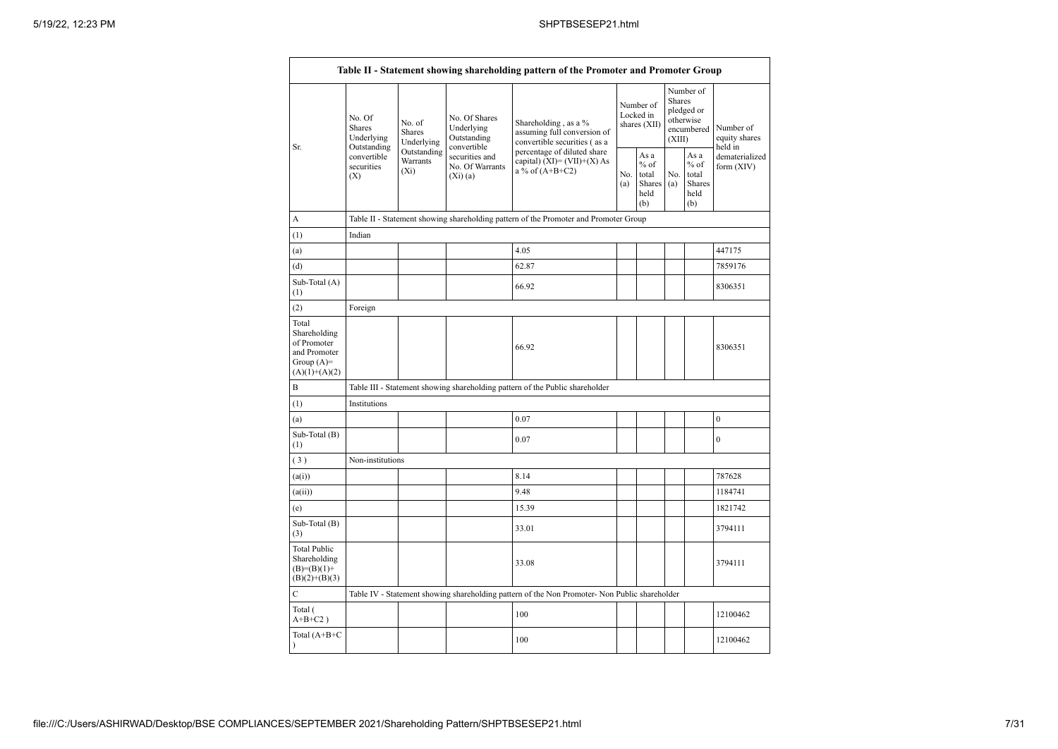| Table II - Statement showing shareholding pattern of the Promoter and Promoter Group | | | | | | | | | |
|---|---|---|---|---|---|---|---|---|---|
| Sr. | No. Of Shares Underlying Outstanding convertible securities (X) | No. of Shares Underlying Outstanding Warrants (Xi) | No. Of Shares Underlying Outstanding convertible securities and No. Of Warrants (Xi) (a) | Shareholding , as a % assuming full conversion of convertible securities ( as a percentage of diluted share capital) (XI)= (VII)+(X) As a % of (A+B+C2) | Number of Locked in shares (XII) | | Number of Shares pledged or otherwise encumbered (XIII) | | Number of equity shares held in dematerialized form (XIV) |
| | | | | | No. (a) | As a % of total Shares held (b) | No. (a) | As a % of total Shares held (b) | |
| A | Table II - Statement showing shareholding pattern of the Promoter and Promoter Group | | | | | | | | |
| (1) | Indian | | | | | | | | |
| (a) | | | | 4.05 | | | | | 447175 |
| (d) | | | | 62.87 | | | | | 7859176 |
| Sub-Total (A)(1) | | | | 66.92 | | | | | 8306351 |
| (2) | Foreign | | | | | | | | |
| Total Shareholding of Promoter and Promoter Group (A)=(A)(1)+(A)(2) | | | | 66.92 | | | | | 8306351 |
| B | Table III - Statement showing shareholding pattern of the Public shareholder | | | | | | | | |
| (1) | Institutions | | | | | | | | |
| (a) | | | | 0.07 | | | | | 0 |
| Sub-Total (B)(1) | | | | 0.07 | | | | | 0 |
| (3) | Non-institutions | | | | | | | | |
| (a(i)) | | | | 8.14 | | | | | 787628 |
| (a(ii)) | | | | 9.48 | | | | | 1184741 |
| (e) | | | | 15.39 | | | | | 1821742 |
| Sub-Total (B)(3) | | | | 33.01 | | | | | 3794111 |
| Total Public Shareholding (B)=(B)(1)+(B)(2)+(B)(3) | | | | 33.08 | | | | | 3794111 |
| C | Table IV - Statement showing shareholding pattern of the Non Promoter- Non Public shareholder | | | | | | | | |
| Total ( A+B+C2 ) | | | | 100 | | | | | 12100462 |
| Total (A+B+C ) | | | | 100 | | | | | 12100462 |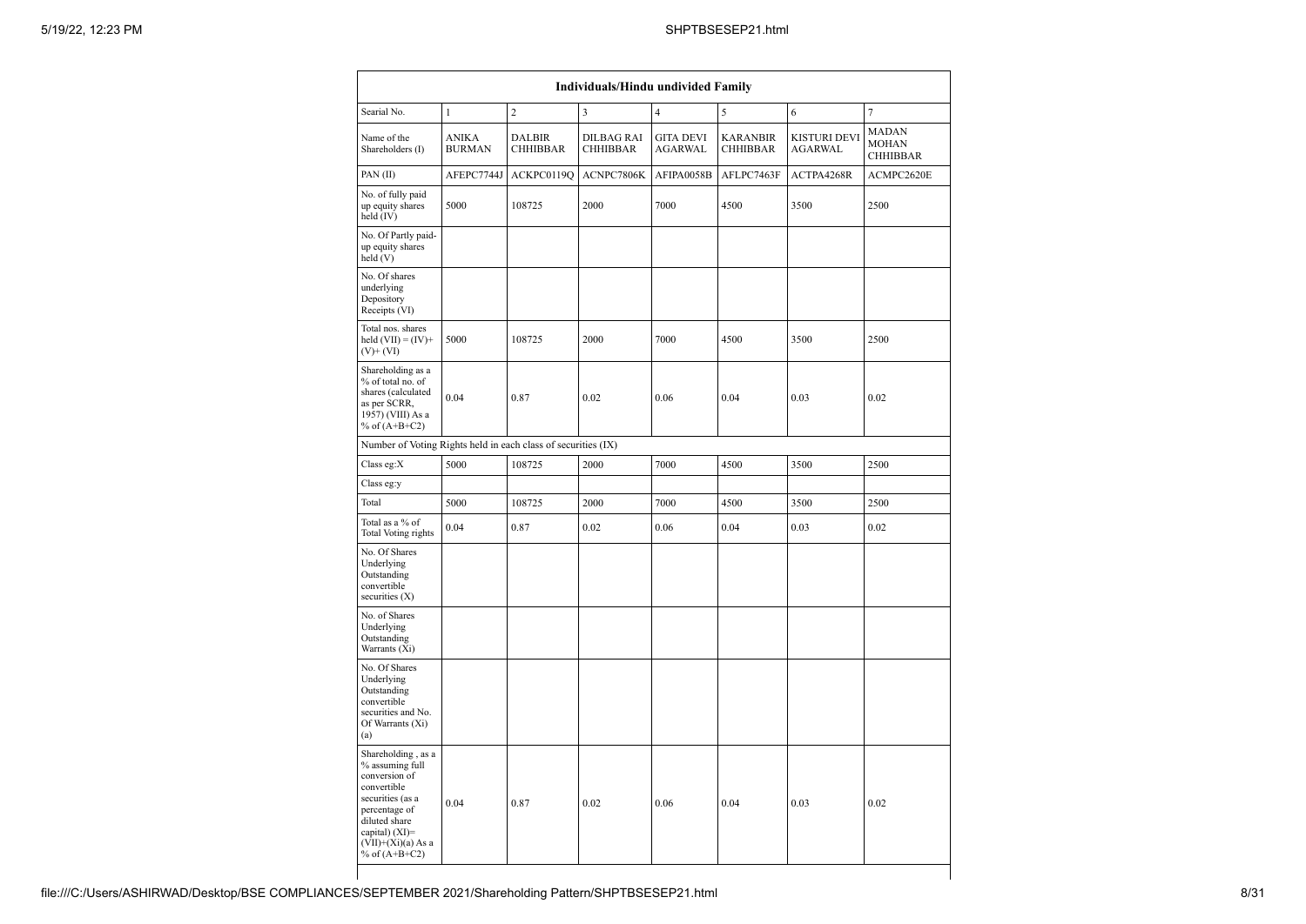| Individuals/Hindu undivided Family | | | | | | | |
|---|---|---|---|---|---|---|---|
| Searial No. | 1 | 2 | 3 | 4 | 5 | 6 | 7 |
| Name of the Shareholders (I) | ANIKA BURMAN | DALBIR CHHIBBAR | DILBAG RAI CHHIBBAR | GITA DEVI AGARWAL | KARANBIR CHHIBBAR | KISTURI DEVI AGARWAL | MADAN MOHAN CHHIBBAR |
| PAN (II) | AFEPC7744J | ACKPC0119Q | ACNPC7806K | AFIPA0058B | AFLPC7463F | ACTPA4268R | ACMPC2620E |
| No. of fully paid up equity shares held (IV) | 5000 | 108725 | 2000 | 7000 | 4500 | 3500 | 2500 |
| No. Of Partly paid-up equity shares held (V) | | | | | | | |
| No. Of shares underlying Depository Receipts (VI) | | | | | | | |
| Total nos. shares held (VII) = (IV)+ (V)+ (VI) | 5000 | 108725 | 2000 | 7000 | 4500 | 3500 | 2500 |
| Shareholding as a % of total no. of shares (calculated as per SCRR, 1957) (VIII) As a % of (A+B+C2) | 0.04 | 0.87 | 0.02 | 0.06 | 0.04 | 0.03 | 0.02 |
| Number of Voting Rights held in each class of securities (IX) | | | | | | | |
| Class eg:X | 5000 | 108725 | 2000 | 7000 | 4500 | 3500 | 2500 |
| Class eg:y | | | | | | | |
| Total | 5000 | 108725 | 2000 | 7000 | 4500 | 3500 | 2500 |
| Total as a % of Total Voting rights | 0.04 | 0.87 | 0.02 | 0.06 | 0.04 | 0.03 | 0.02 |
| No. Of Shares Underlying Outstanding convertible securities (X) | | | | | | | |
| No. of Shares Underlying Outstanding Warrants (Xi) | | | | | | | |
| No. Of Shares Underlying Outstanding convertible securities and No. Of Warrants (Xi) (a) | | | | | | | |
| Shareholding , as a % assuming full conversion of convertible securities (as a percentage of diluted share capital) (XI)= (VII)+(Xi)(a) As a % of (A+B+C2) | 0.04 | 0.87 | 0.02 | 0.06 | 0.04 | 0.03 | 0.02 |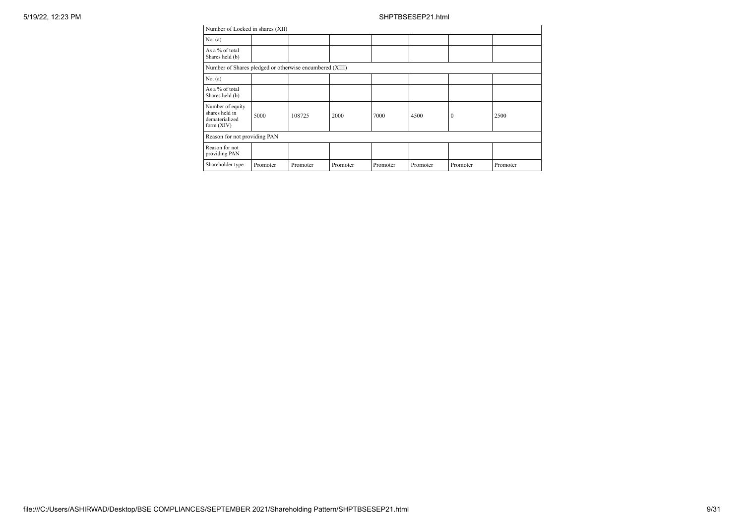| Number of Locked in shares (XII) | | | | | | | |
|---|---|---|---|---|---|---|---|
| No. (a) | | | | | | | |
| As a % of total Shares held (b) | | | | | | | |
| Number of Shares pledged or otherwise encumbered (XIII) | | | | | | | |
| No. (a) | | | | | | | |
| As a % of total Shares held (b) | | | | | | | |
| Number of equity shares held in dematerialized form (XIV) | 5000 | 108725 | 2000 | 7000 | 4500 | 0 | 2500 |
| Reason for not providing PAN | | | | | | | |
| Reason for not providing PAN | | | | | | | |
| Shareholder type | Promoter | Promoter | Promoter | Promoter | Promoter | Promoter | Promoter |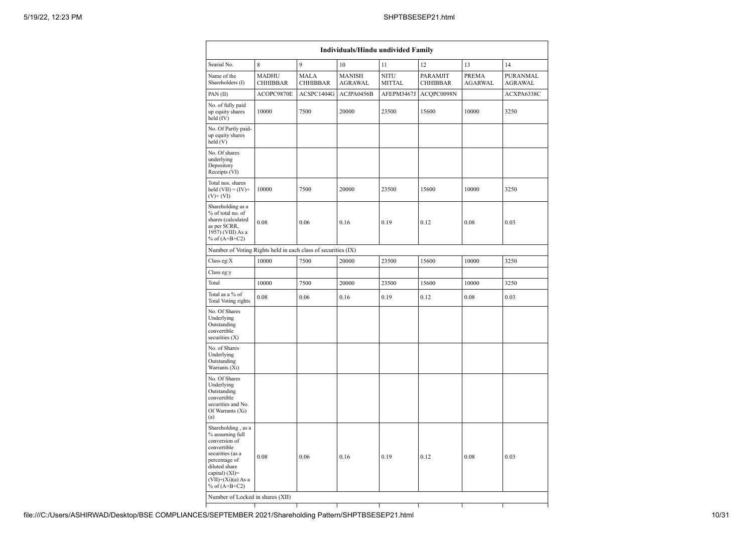| Individuals/Hindu undivided Family | | | | | | | |
|---|---|---|---|---|---|---|---|
| Searial No. | 8 | 9 | 10 | 11 | 12 | 13 | 14 |
| Name of the Shareholders (I) | MADHU CHHIBBAR | MALA CHHIBBAR | MANISH AGRAWAL | NITU MITTAL | PARAMJIT CHHIBBAR | PREMA AGARWAL | PURANMAL AGRAWAL |
| PAN (II) | ACOPC9870E | ACSPC1404G | ACJPA0456B | AFEPM3467J | ACQPC0098N | | ACXPA6338C |
| No. of fully paid up equity shares held (IV) | 10000 | 7500 | 20000 | 23500 | 15600 | 10000 | 3250 |
| No. Of Partly paid-up equity shares held (V) | | | | | | | |
| No. Of shares underlying Depository Receipts (VI) | | | | | | | |
| Total nos. shares held (VII) = (IV)+ (V)+ (VI) | 10000 | 7500 | 20000 | 23500 | 15600 | 10000 | 3250 |
| Shareholding as a % of total no. of shares (calculated as per SCRR, 1957) (VIII) As a % of (A+B+C2) | 0.08 | 0.06 | 0.16 | 0.19 | 0.12 | 0.08 | 0.03 |
| Number of Voting Rights held in each class of securities (IX) | | | | | | | |
| Class eg:X | 10000 | 7500 | 20000 | 23500 | 15600 | 10000 | 3250 |
| Class eg:y | | | | | | | |
| Total | 10000 | 7500 | 20000 | 23500 | 15600 | 10000 | 3250 |
| Total as a % of Total Voting rights | 0.08 | 0.06 | 0.16 | 0.19 | 0.12 | 0.08 | 0.03 |
| No. Of Shares Underlying Outstanding convertible securities (X) | | | | | | | |
| No. of Shares Underlying Outstanding Warrants (Xi) | | | | | | | |
| No. Of Shares Underlying Outstanding convertible securities and No. Of Warrants (Xi) (a) | | | | | | | |
| Shareholding , as a % assuming full conversion of convertible securities (as a percentage of diluted share capital) (XI)= (VII)+(Xi)(a) As a % of (A+B+C2) | 0.08 | 0.06 | 0.16 | 0.19 | 0.12 | 0.08 | 0.03 |
| Number of Locked in shares (XII) | | | | | | | |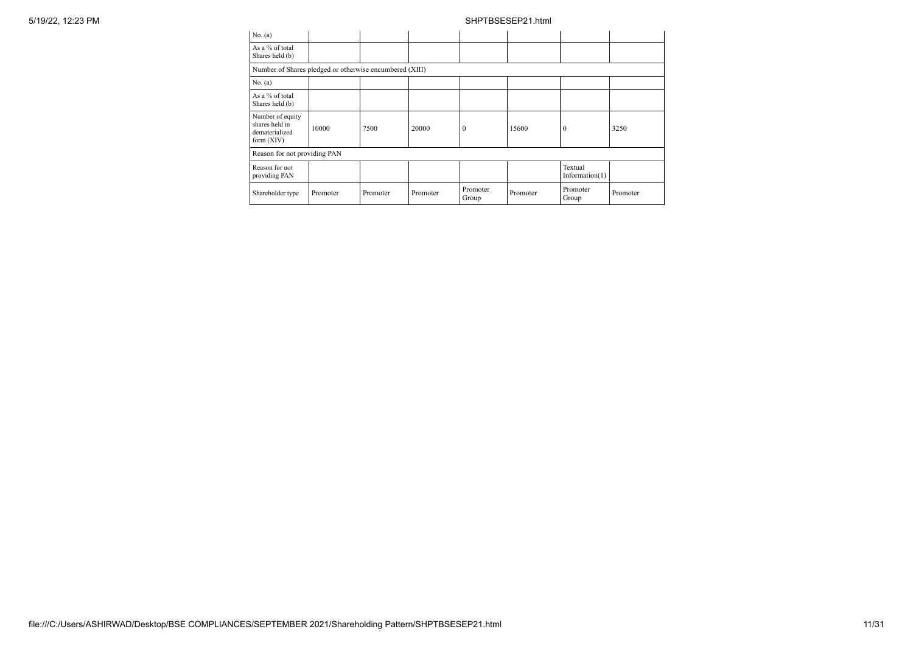| No. (a) | | | | | | | |
|---|---|---|---|---|---|---|---|
| As a % of total Shares held (b) | | | | | | | |
| Number of Shares pledged or otherwise encumbered (XIII) | | | | | | | |
| No. (a) | | | | | | | |
| As a % of total Shares held (b) | | | | | | | |
| Number of equity shares held in dematerialized form (XIV) | 10000 | 7500 | 20000 | 0 | 15600 | 0 | 3250 |
| Reason for not providing PAN | | | | | | | |
| Reason for not providing PAN | | | | | | Textual Information(1) | |
| Shareholder type | Promoter | Promoter | Promoter | Promoter Group | Promoter | Promoter Group | Promoter |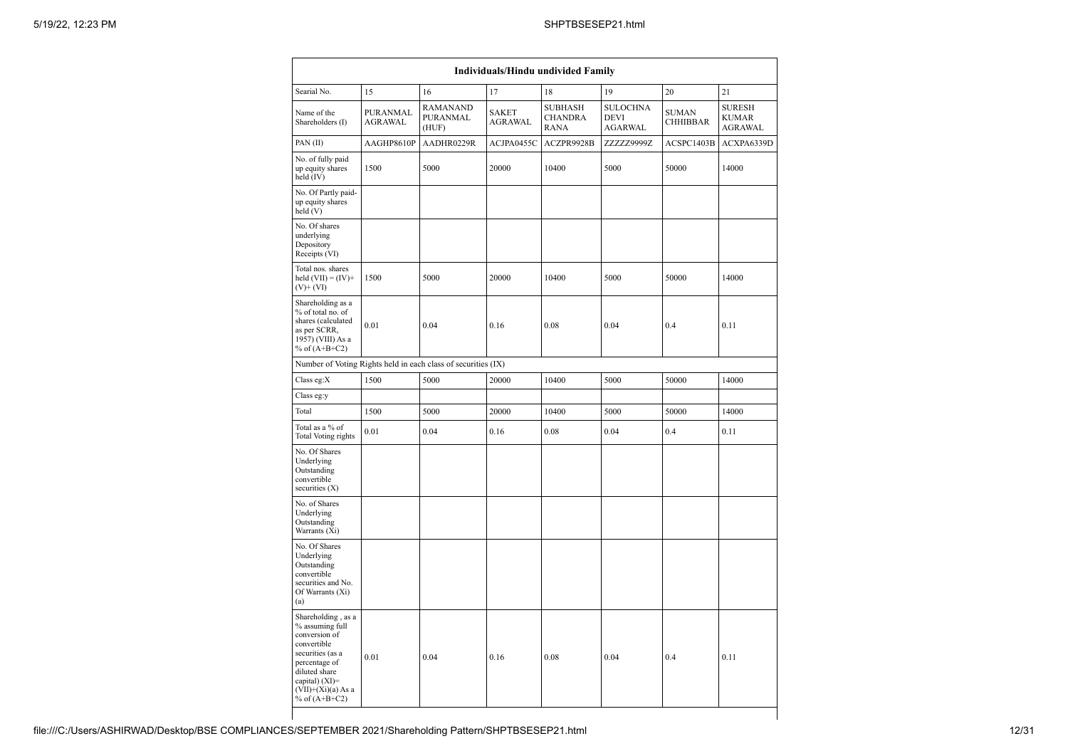| Individuals/Hindu undivided Family | | | | | | | |
|---|---|---|---|---|---|---|---|
| Searial No. | 15 | 16 | 17 | 18 | 19 | 20 | 21 |
| Name of the Shareholders (I) | PURANMAL AGRAWAL | RAMANAND PURANMAL (HUF) | SAKET AGRAWAL | SUBHASH CHANDRA RANA | SULOCHNA DEVI AGARWAL | SUMAN CHHIBBAR | SURESH KUMAR AGRAWAL |
| PAN (II) | AAGHP8610P | AADHR0229R | ACJPA0455C | ACZPR9928B | ZZZZZ9999Z | ACSPC1403B | ACXPA6339D |
| No. of fully paid up equity shares held (IV) | 1500 | 5000 | 20000 | 10400 | 5000 | 50000 | 14000 |
| No. Of Partly paid-up equity shares held (V) | | | | | | | |
| No. Of shares underlying Depository Receipts (VI) | | | | | | | |
| Total nos. shares held (VII) = (IV)+ (V)+ (VI) | 1500 | 5000 | 20000 | 10400 | 5000 | 50000 | 14000 |
| Shareholding as a % of total no. of shares (calculated as per SCRR, 1957) (VIII) As a % of (A+B+C2) | 0.01 | 0.04 | 0.16 | 0.08 | 0.04 | 0.4 | 0.11 |
| Number of Voting Rights held in each class of securities (IX) | | | | | | | |
| Class eg:X | 1500 | 5000 | 20000 | 10400 | 5000 | 50000 | 14000 |
| Class eg:y | | | | | | | |
| Total | 1500 | 5000 | 20000 | 10400 | 5000 | 50000 | 14000 |
| Total as a % of Total Voting rights | 0.01 | 0.04 | 0.16 | 0.08 | 0.04 | 0.4 | 0.11 |
| No. Of Shares Underlying Outstanding convertible securities (X) | | | | | | | |
| No. of Shares Underlying Outstanding Warrants (Xi) | | | | | | | |
| No. Of Shares Underlying Outstanding convertible securities and No. Of Warrants (Xi) (a) | | | | | | | |
| Shareholding , as a % assuming full conversion of convertible securities (as a percentage of diluted share capital) (XI)= (VII)+(Xi)(a) As a % of (A+B+C2) | 0.01 | 0.04 | 0.16 | 0.08 | 0.04 | 0.4 | 0.11 |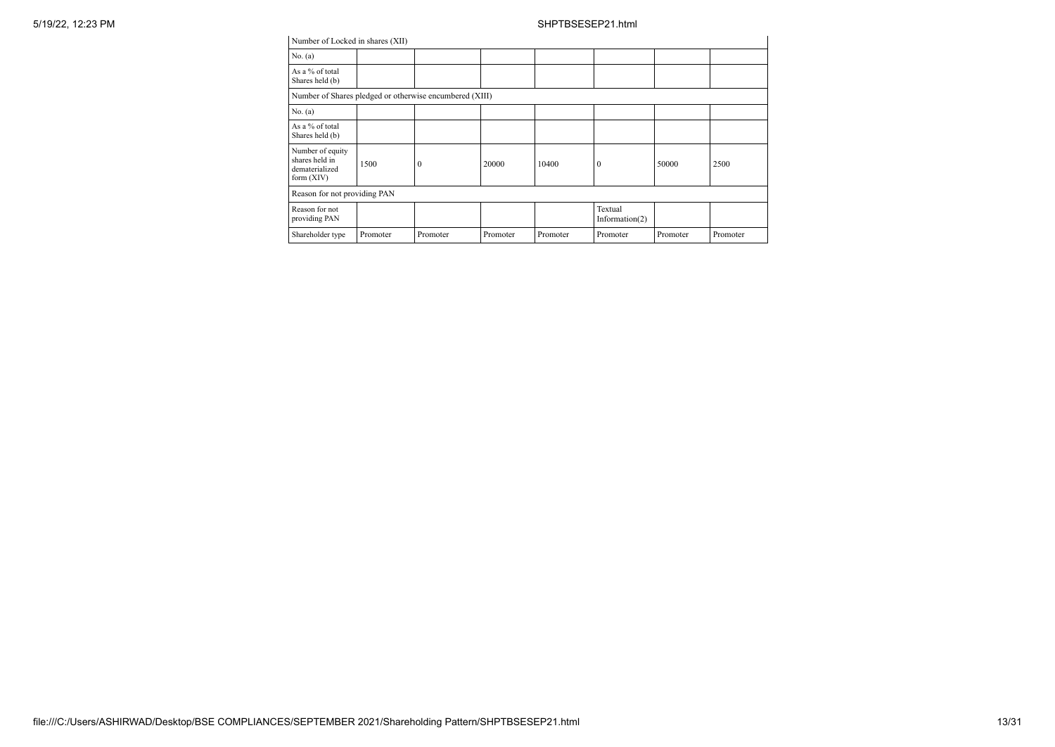| Number of Locked in shares (XII) | | | | | | | |
|---|---|---|---|---|---|---|---|
| No. (a) | | | | | | | |
| As a % of total Shares held (b) | | | | | | | |
| Number of Shares pledged or otherwise encumbered (XIII) | | | | | | | |
| No. (a) | | | | | | | |
| As a % of total Shares held (b) | | | | | | | |
| Number of equity shares held in dematerialized form (XIV) | 1500 | 0 | 20000 | 10400 | 0 | 50000 | 2500 |
| Reason for not providing PAN | | | | | | | |
| Reason for not providing PAN | | | | | Textual Information(2) | | |
| Shareholder type | Promoter | Promoter | Promoter | Promoter | Promoter | Promoter | Promoter |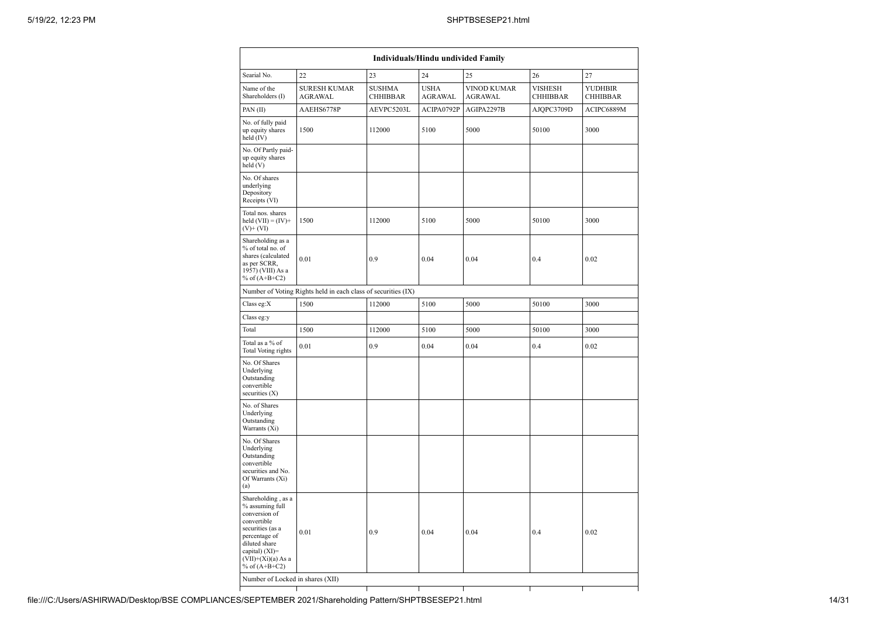| Individuals/Hindu undivided Family | | | | | | |
|---|---|---|---|---|---|---|
| Searial No. | 22 | 23 | 24 | 25 | 26 | 27 |
| Name of the Shareholders (I) | SURESH KUMAR AGRAWAL | SUSHMA CHHIBBAR | USHA AGRAWAL | VINOD KUMAR AGRAWAL | VISHESH CHHIBBAR | YUDHBIR CHHIBBAR |
| PAN (II) | AAEHS6778P | AEVPC5203L | ACIPA0792P | AGIPA2297B | AJQPC3709D | ACIPC6889M |
| No. of fully paid up equity shares held (IV) | 1500 | 112000 | 5100 | 5000 | 50100 | 3000 |
| No. Of Partly paid-up equity shares held (V) | | | | | | |
| No. Of shares underlying Depository Receipts (VI) | | | | | | |
| Total nos. shares held (VII) = (IV)+ (V)+ (VI) | 1500 | 112000 | 5100 | 5000 | 50100 | 3000 |
| Shareholding as a % of total no. of shares (calculated as per SCRR, 1957) (VIII) As a % of (A+B+C2) | 0.01 | 0.9 | 0.04 | 0.04 | 0.4 | 0.02 |
| Number of Voting Rights held in each class of securities (IX) | | | | | | |
| Class eg:X | 1500 | 112000 | 5100 | 5000 | 50100 | 3000 |
| Class eg:y | | | | | | |
| Total | 1500 | 112000 | 5100 | 5000 | 50100 | 3000 |
| Total as a % of Total Voting rights | 0.01 | 0.9 | 0.04 | 0.04 | 0.4 | 0.02 |
| No. Of Shares Underlying Outstanding convertible securities (X) | | | | | | |
| No. of Shares Underlying Outstanding Warrants (Xi) | | | | | | |
| No. Of Shares Underlying Outstanding convertible securities and No. Of Warrants (Xi) (a) | | | | | | |
| Shareholding , as a % assuming full conversion of convertible securities (as a percentage of diluted share capital) (XI)= (VII)+(Xi)(a) As a % of (A+B+C2) | 0.01 | 0.9 | 0.04 | 0.04 | 0.4 | 0.02 |
| Number of Locked in shares (XII) | | | | | | |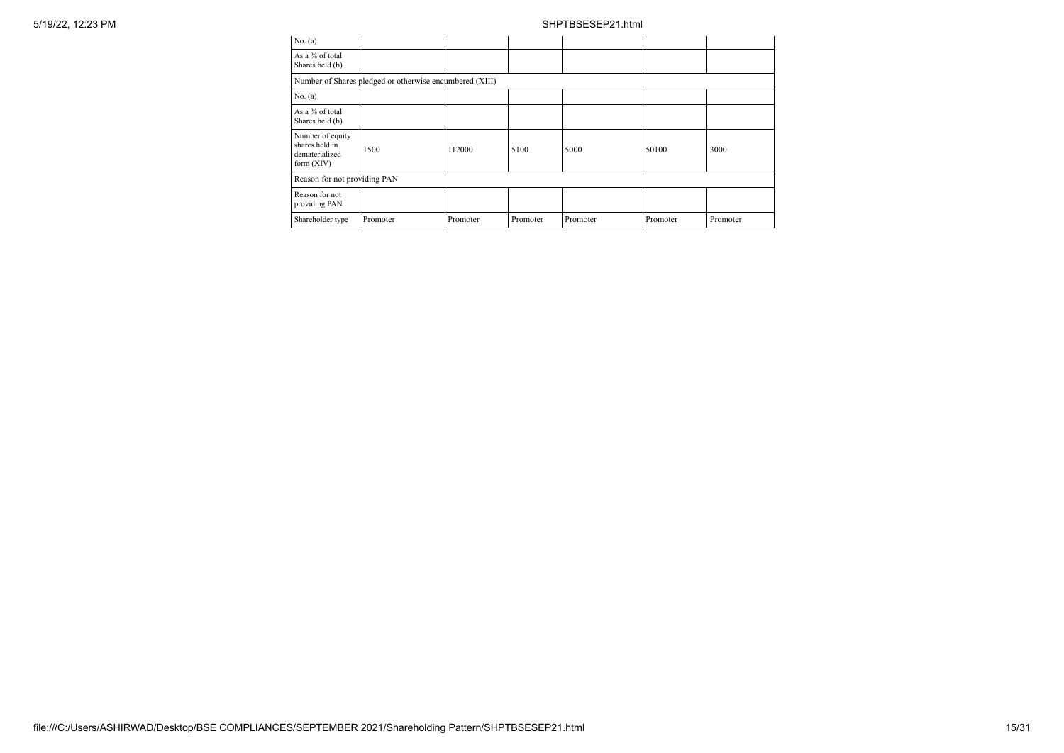| No. (a) | | | | | | |
|---|---|---|---|---|---|---|
| As a % of total Shares held (b) | | | | | | |
| Number of Shares pledged or otherwise encumbered (XIII) | | | | | | |
| No. (a) | | | | | | |
| As a % of total Shares held (b) | | | | | | |
| Number of equity shares held in dematerialized form (XIV) | 1500 | 112000 | 5100 | 5000 | 50100 | 3000 |
| Reason for not providing PAN | | | | | | |
| Reason for not providing PAN | | | | | | |
| Shareholder type | Promoter | Promoter | Promoter | Promoter | Promoter | Promoter |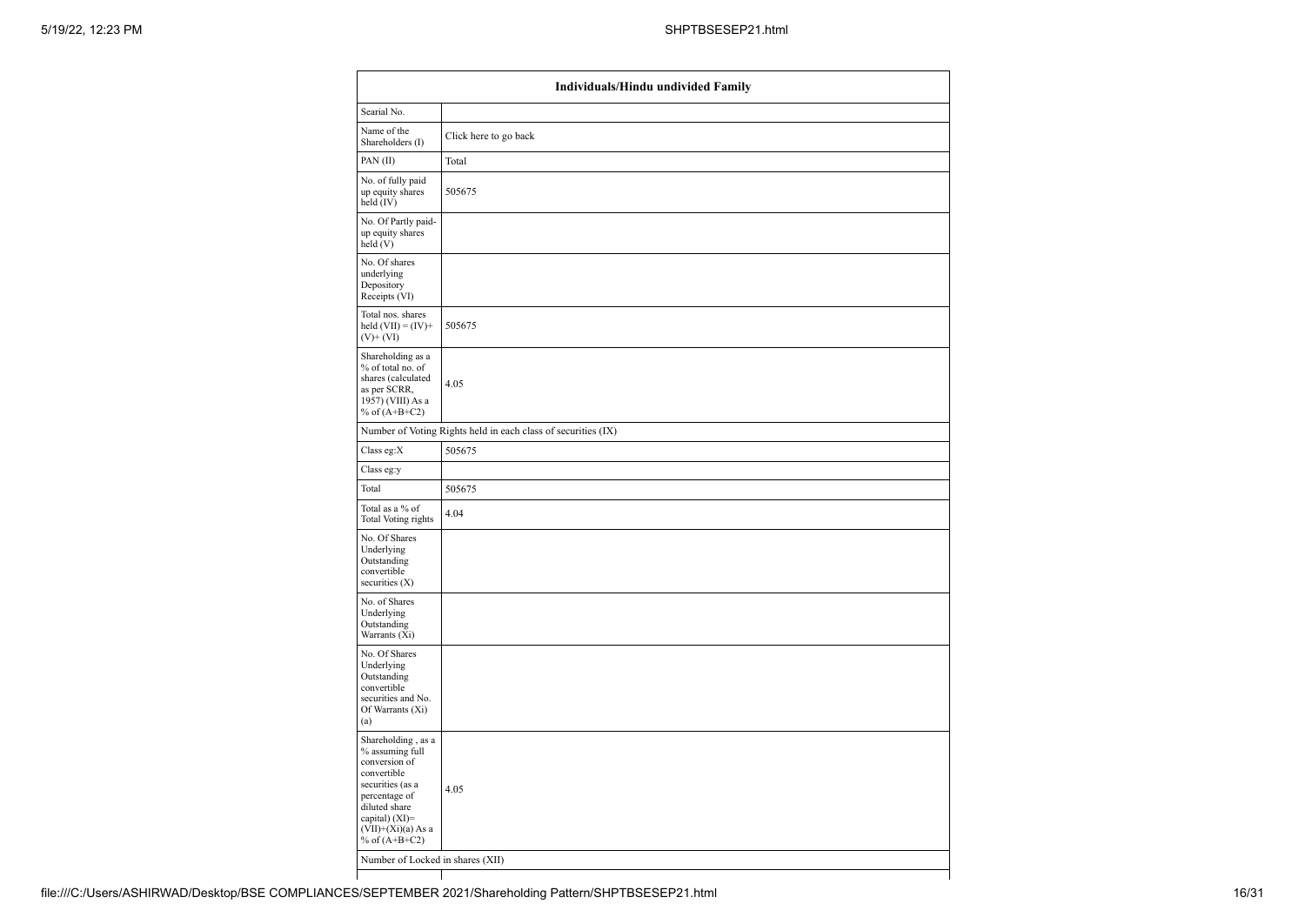| Individuals/Hindu undivided Family | |
|---|---|
| Searial No. | |
| Name of the Shareholders (I) | Click here to go back |
| PAN (II) | Total |
| No. of fully paid up equity shares held (IV) | 505675 |
| No. Of Partly paid-up equity shares held (V) | |
| No. Of shares underlying Depository Receipts (VI) | |
| Total nos. shares held (VII) = (IV)+ (V)+ (VI) | 505675 |
| Shareholding as a % of total no. of shares (calculated as per SCRR, 1957) (VIII) As a % of (A+B+C2) | 4.05 |
| Number of Voting Rights held in each class of securities (IX) | |
| Class eg:X | 505675 |
| Class eg:y | |
| Total | 505675 |
| Total as a % of Total Voting rights | 4.04 |
| No. Of Shares Underlying Outstanding convertible securities (X) | |
| No. of Shares Underlying Outstanding Warrants (Xi) | |
| No. Of Shares Underlying Outstanding convertible securities and No. Of Warrants (Xi) (a) | |
| Shareholding , as a % assuming full conversion of convertible securities (as a percentage of diluted share capital) (XI)= (VII)+(Xi)(a) As a % of (A+B+C2) | 4.05 |
| Number of Locked in shares (XII) | |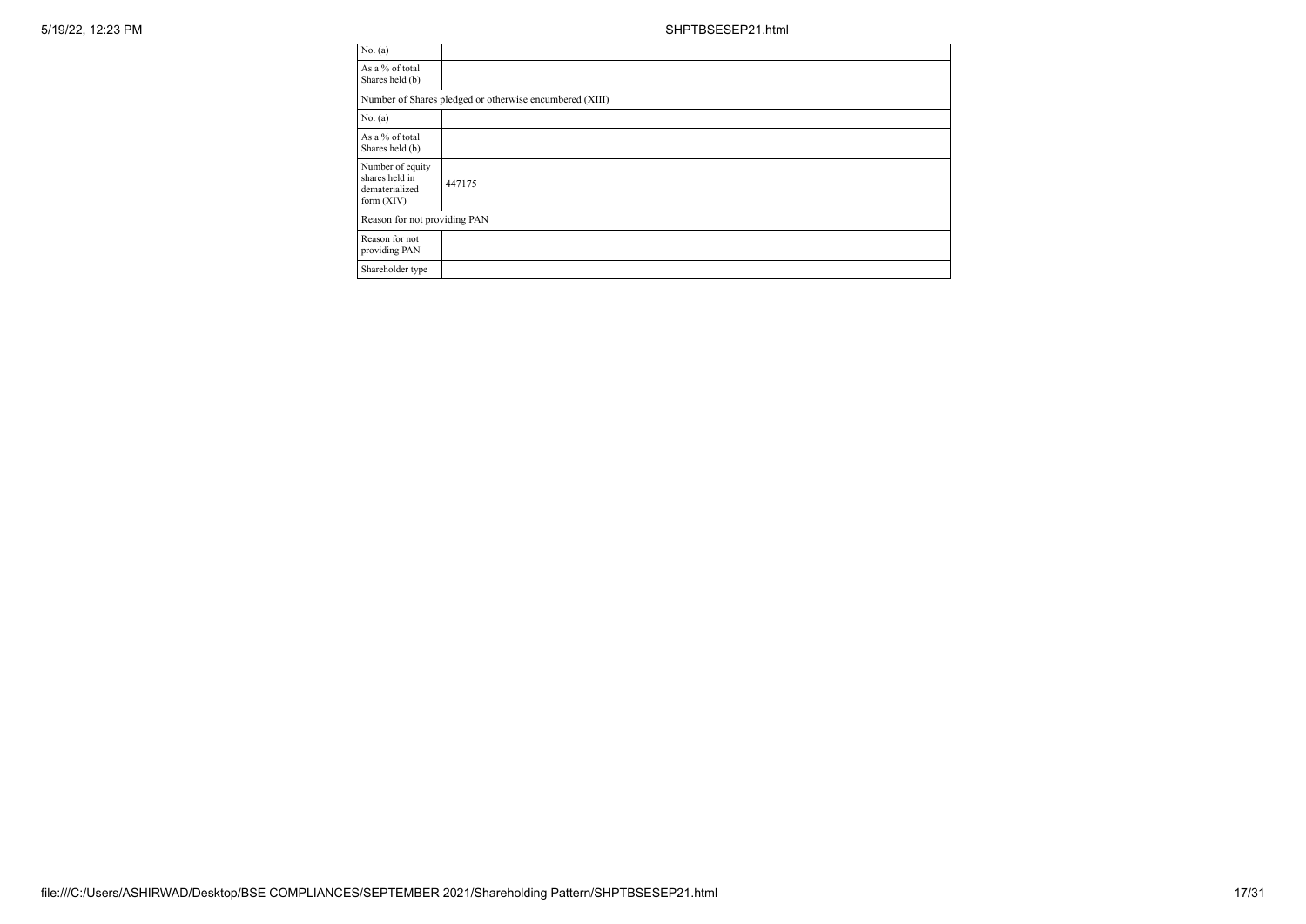| No. (a) | |
|---|---|
| As a % of total Shares held (b) | |
| Number of Shares pledged or otherwise encumbered (XIII) | |
| No. (a) | |
| As a % of total Shares held (b) | |
| Number of equity shares held in dematerialized form (XIV) | 447175 |
| Reason for not providing PAN | |
| Reason for not providing PAN | |
| Shareholder type | |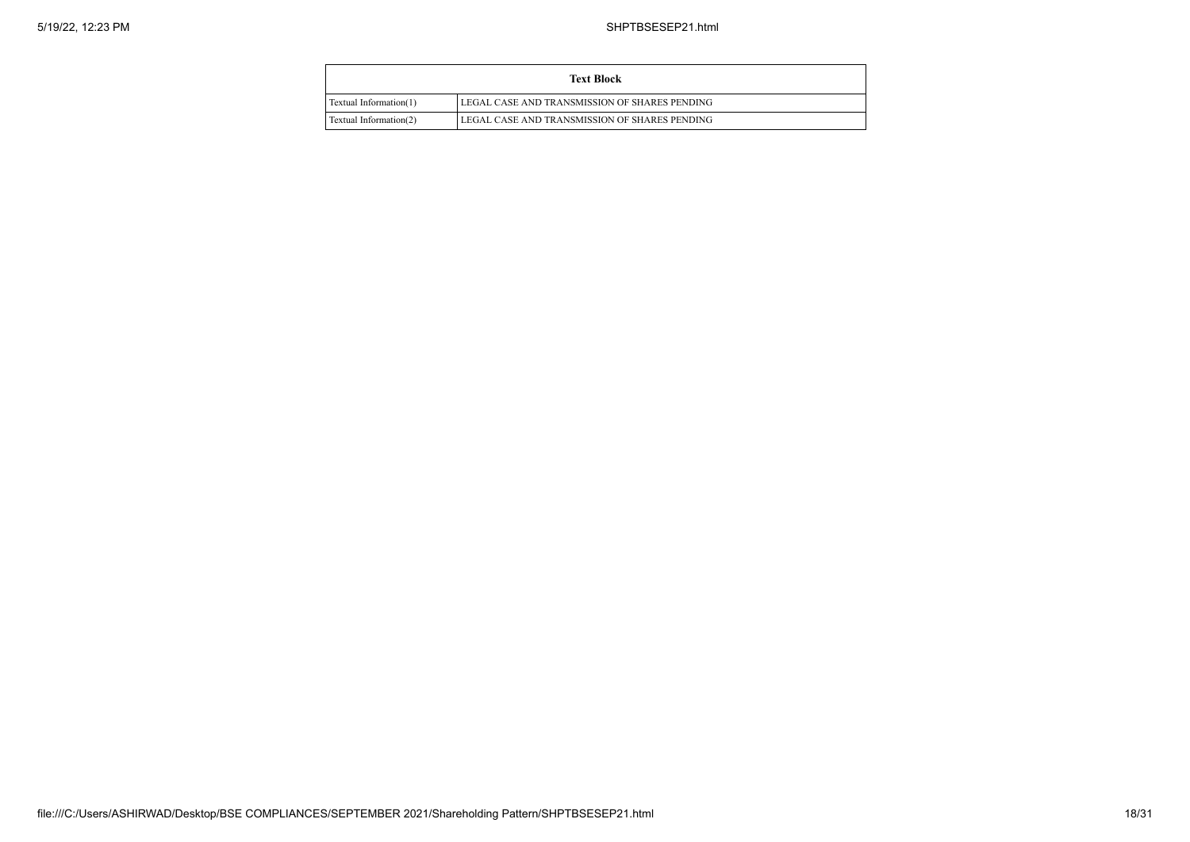| Text Block | |
|---|---|
| Textual Information(1) | LEGAL CASE AND TRANSMISSION OF SHARES PENDING |
| Textual Information(2) | LEGAL CASE AND TRANSMISSION OF SHARES PENDING |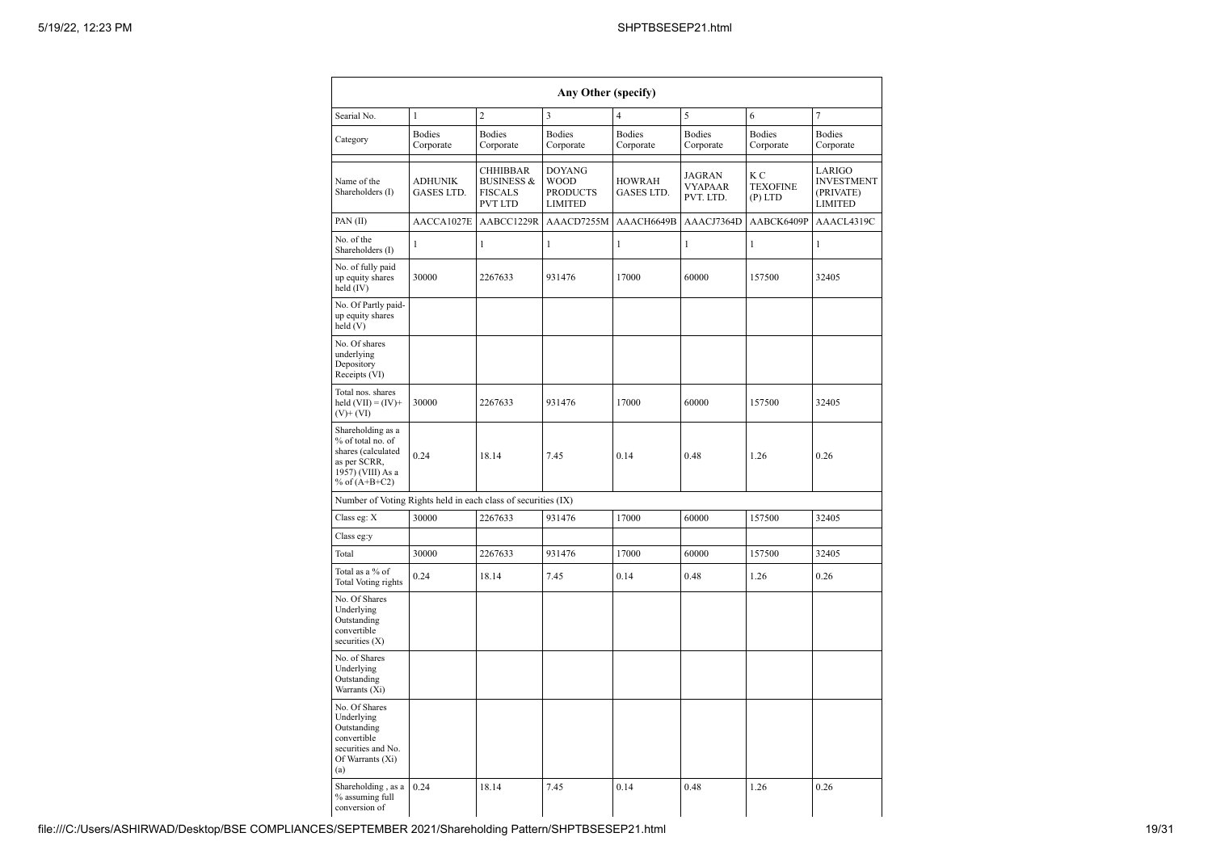| Any Other (specify) | | | | | | | |
|---|---|---|---|---|---|---|---|
| Searial No. | 1 | 2 | 3 | 4 | 5 | 6 | 7 |
| Category | Bodies Corporate | Bodies Corporate | Bodies Corporate | Bodies Corporate | Bodies Corporate | Bodies Corporate | Bodies Corporate |
| Name of the Shareholders (I) | ADHUNIK GASES LTD. | CHHIBBAR BUSINESS & FISCALS PVT LTD | DOYANG WOOD PRODUCTS LIMITED | HOWRAH GASES LTD. | JAGRAN VYAPAAR PVT. LTD. | K C TEXOFINE (P) LTD | LARIGO INVESTMENT (PRIVATE) LIMITED |
| PAN (II) | AACCA1027E | AABCC1229R | AAACD7255M | AAACH6649B | AAACJ7364D | AABCK6409P | AAACL4319C |
| No. of the Shareholders (I) | 1 | 1 | 1 | 1 | 1 | 1 | 1 |
| No. of fully paid up equity shares held (IV) | 30000 | 2267633 | 931476 | 17000 | 60000 | 157500 | 32405 |
| No. Of Partly paid-up equity shares held (V) | | | | | | | |
| No. Of shares underlying Depository Receipts (VI) | | | | | | | |
| Total nos. shares held (VII) = (IV)+ (V)+ (VI) | 30000 | 2267633 | 931476 | 17000 | 60000 | 157500 | 32405 |
| Shareholding as a % of total no. of shares (calculated as per SCRR, 1957) (VIII) As a % of (A+B+C2) | 0.24 | 18.14 | 7.45 | 0.14 | 0.48 | 1.26 | 0.26 |
| Number of Voting Rights held in each class of securities (IX) | | | | | | | |
| Class eg: X | 30000 | 2267633 | 931476 | 17000 | 60000 | 157500 | 32405 |
| Class eg:y | | | | | | | |
| Total | 30000 | 2267633 | 931476 | 17000 | 60000 | 157500 | 32405 |
| Total as a % of Total Voting rights | 0.24 | 18.14 | 7.45 | 0.14 | 0.48 | 1.26 | 0.26 |
| No. Of Shares Underlying Outstanding convertible securities (X) | | | | | | | |
| No. of Shares Underlying Outstanding Warrants (Xi) | | | | | | | |
| No. Of Shares Underlying Outstanding convertible securities and No. Of Warrants (Xi) (a) | | | | | | | |
| Shareholding , as a % assuming full conversion of | 0.24 | 18.14 | 7.45 | 0.14 | 0.48 | 1.26 | 0.26 |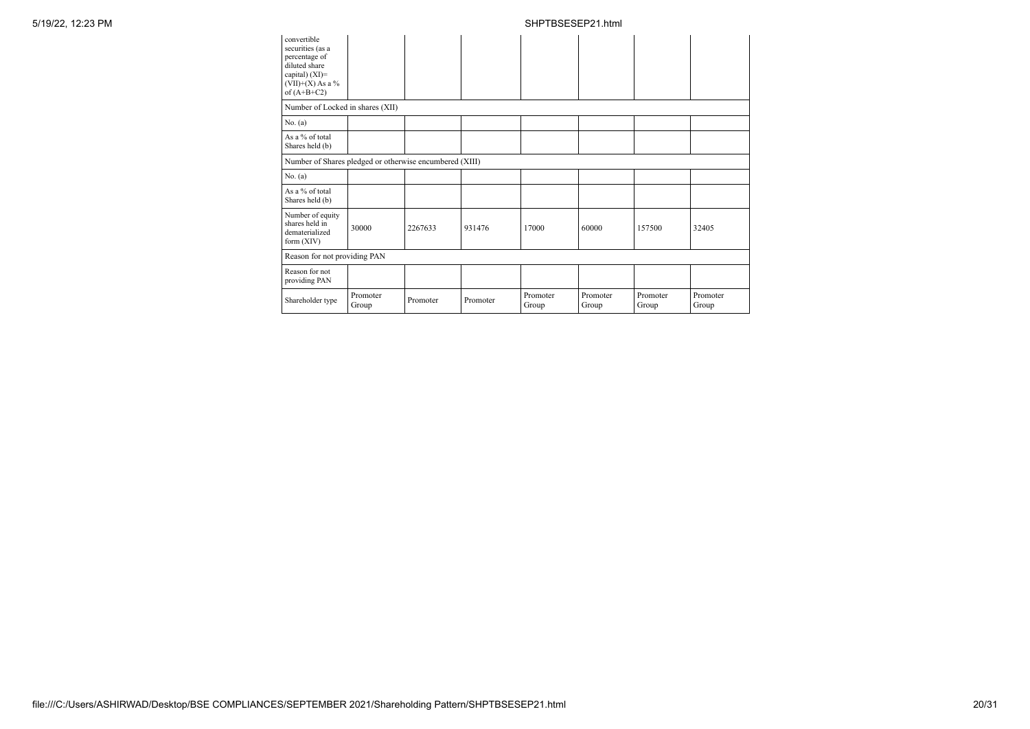| | | | | | | | |
|---|---|---|---|---|---|---|---|
| convertible securities (as a percentage of diluted share capital) (XI)= (VII)+(X) As a % of (A+B+C2) | | | | | | | |
| Number of Locked in shares (XII) | | | | | | | |
| No. (a) | | | | | | | |
| As a % of total Shares held (b) | | | | | | | |
| Number of Shares pledged or otherwise encumbered (XIII) | | | | | | | |
| No. (a) | | | | | | | |
| As a % of total Shares held (b) | | | | | | | |
| Number of equity shares held in dematerialized form (XIV) | 30000 | 2267633 | 931476 | 17000 | 60000 | 157500 | 32405 |
| Reason for not providing PAN | | | | | | | |
| Reason for not providing PAN | | | | | | | |
| Shareholder type | Promoter Group | Promoter | Promoter | Promoter Group | Promoter Group | Promoter Group | Promoter Group |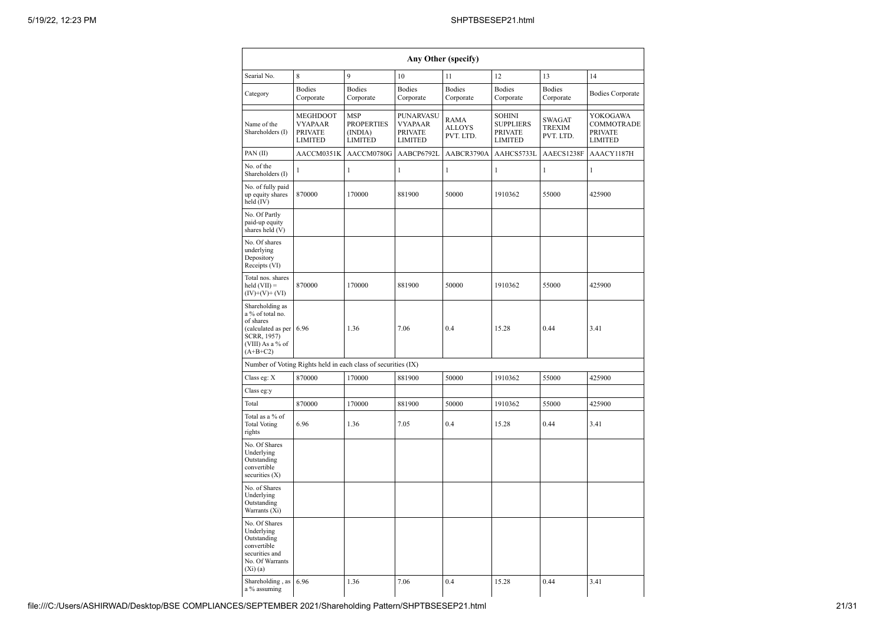| Any Other (specify) | | | | | | | |
|---|---|---|---|---|---|---|---|
| Searial No. | 8 | 9 | 10 | 11 | 12 | 13 | 14 |
| Category | Bodies Corporate | Bodies Corporate | Bodies Corporate | Bodies Corporate | Bodies Corporate | Bodies Corporate | Bodies Corporate |
| Name of the Shareholders (I) | MEGHDOOT VYAPAAR PRIVATE LIMITED | MSP PROPERTIES (INDIA) LIMITED | PUNARVASU VYAPAAR PRIVATE LIMITED | RAMA ALLOYS PVT. LTD. | SOHINI SUPPLIERS PRIVATE LIMITED | SWAGAT TREXIM PVT. LTD. | YOKOGAWA COMMOTRADE PRIVATE LIMITED |
| PAN (II) | AACCM0351K | AACCM0780G | AABCP6792L | AABCR3790A | AAHCS5733L | AAECS1238F | AAACY1187H |
| No. of the Shareholders (I) | 1 | 1 | 1 | 1 | 1 | 1 | 1 |
| No. of fully paid up equity shares held (IV) | 870000 | 170000 | 881900 | 50000 | 1910362 | 55000 | 425900 |
| No. Of Partly paid-up equity shares held (V) | | | | | | | |
| No. Of shares underlying Depository Receipts (VI) | | | | | | | |
| Total nos. shares held (VII) = (IV)+(V)+ (VI) | 870000 | 170000 | 881900 | 50000 | 1910362 | 55000 | 425900 |
| Shareholding as a % of total no. of shares (calculated as per SCRR, 1957) (VIII) As a % of (A+B+C2) | 6.96 | 1.36 | 7.06 | 0.4 | 15.28 | 0.44 | 3.41 |
| Number of Voting Rights held in each class of securities (IX) | | | | | | | |
| Class eg: X | 870000 | 170000 | 881900 | 50000 | 1910362 | 55000 | 425900 |
| Class eg:y | | | | | | | |
| Total | 870000 | 170000 | 881900 | 50000 | 1910362 | 55000 | 425900 |
| Total as a % of Total Voting rights | 6.96 | 1.36 | 7.05 | 0.4 | 15.28 | 0.44 | 3.41 |
| No. Of Shares Underlying Outstanding convertible securities (X) | | | | | | | |
| No. of Shares Underlying Outstanding Warrants (Xi) | | | | | | | |
| No. Of Shares Underlying Outstanding convertible securities and No. Of Warrants (Xi) (a) | | | | | | | |
| Shareholding , as a % assuming | 6.96 | 1.36 | 7.06 | 0.4 | 15.28 | 0.44 | 3.41 |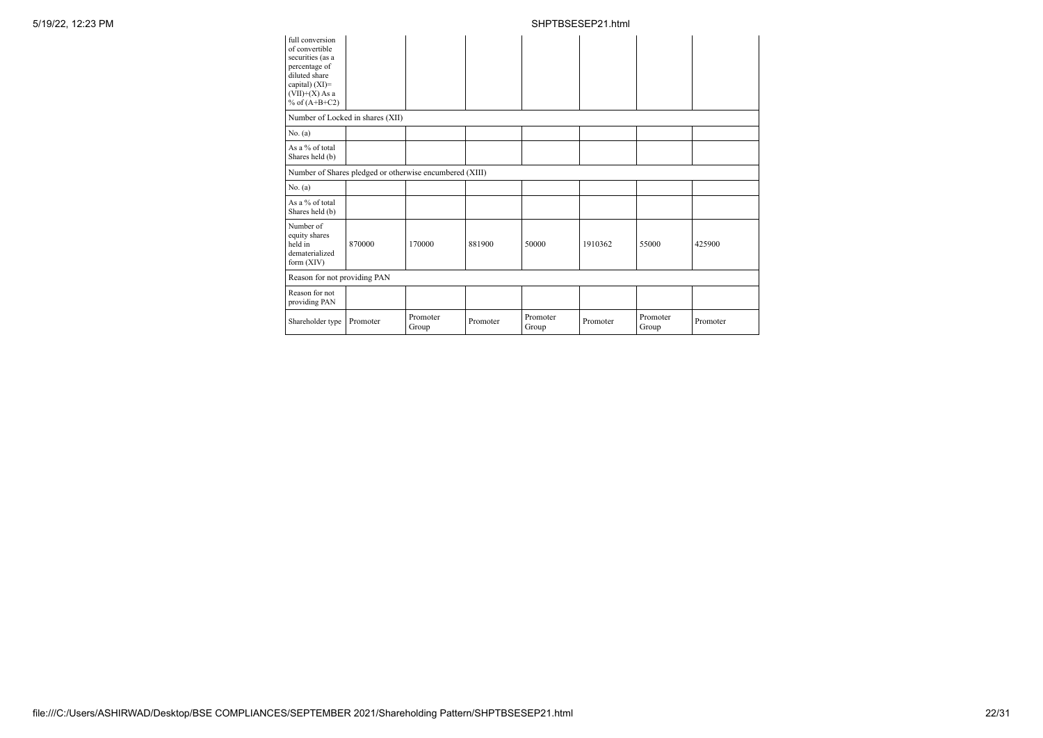| full conversion of convertible securities (as a percentage of diluted share capital) (XI)= (VII)+(X) As a % of (A+B+C2) | | | | | | | |
|---|---|---|---|---|---|---|---|
| Number of Locked in shares (XII) | | | | | | | |
| No. (a) | | | | | | | |
| As a % of total Shares held (b) | | | | | | | |
| Number of Shares pledged or otherwise encumbered (XIII) | | | | | | | |
| No. (a) | | | | | | | |
| As a % of total Shares held (b) | | | | | | | |
| Number of equity shares held in dematerialized form (XIV) | 870000 | 170000 | 881900 | 50000 | 1910362 | 55000 | 425900 |
| Reason for not providing PAN | | | | | | | |
| Reason for not providing PAN | | | | | | | |
| Shareholder type | Promoter | Promoter Group | Promoter | Promoter Group | Promoter | Promoter Group | Promoter |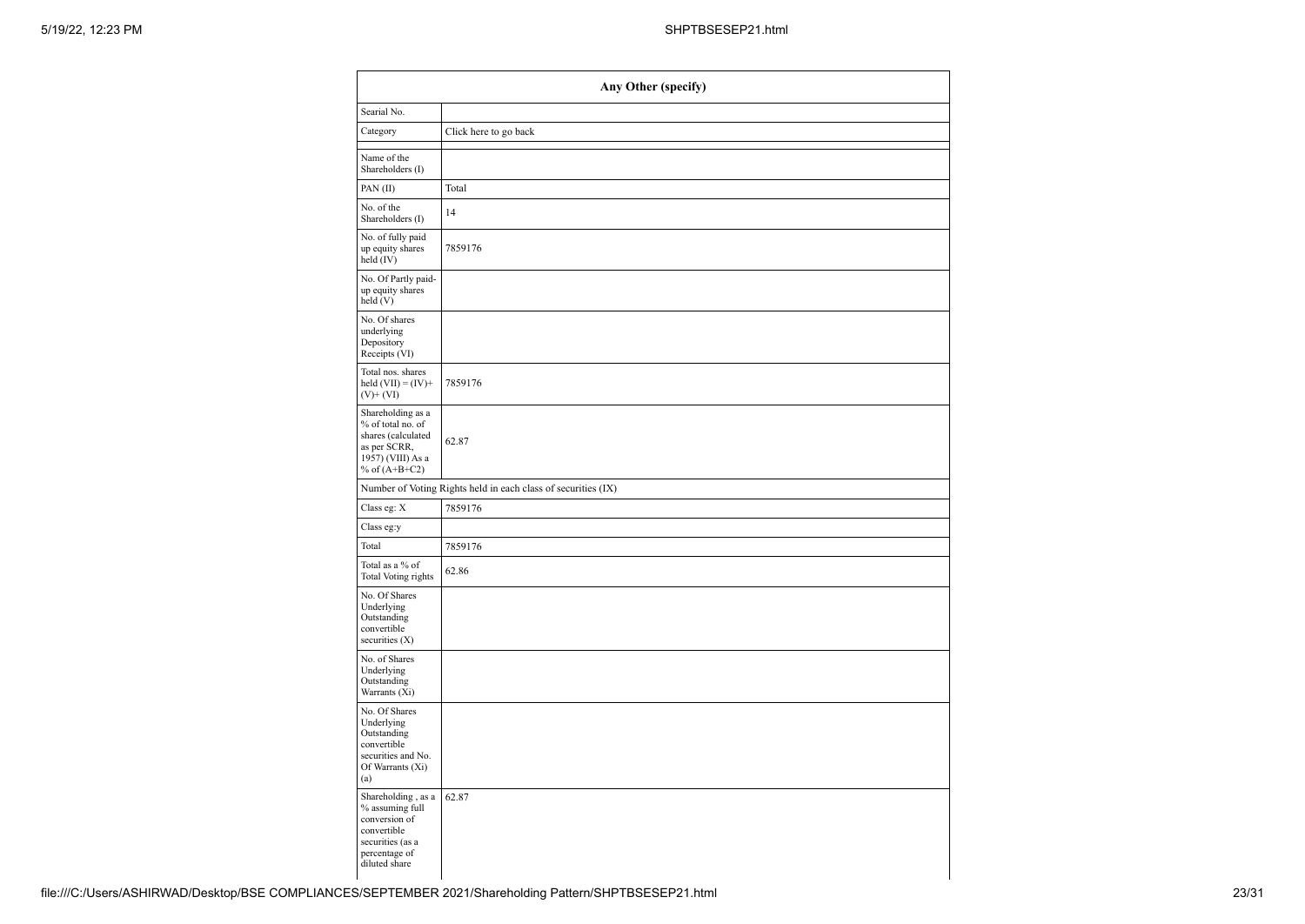| Any Other (specify) | |
|---|---|
| Searial No. | |
| Category | Click here to go back |
| Name of the Shareholders (I) | |
| PAN (II) | Total |
| No. of the Shareholders (I) | 14 |
| No. of fully paid up equity shares held (IV) | 7859176 |
| No. Of Partly paid-up equity shares held (V) | |
| No. Of shares underlying Depository Receipts (VI) | |
| Total nos. shares held (VII) = (IV)+ (V)+ (VI) | 7859176 |
| Shareholding as a % of total no. of shares (calculated as per SCRR, 1957) (VIII) As a % of (A+B+C2) | 62.87 |
| Number of Voting Rights held in each class of securities (IX) | |
| Class eg: X | 7859176 |
| Class eg:y | |
| Total | 7859176 |
| Total as a % of Total Voting rights | 62.86 |
| No. Of Shares Underlying Outstanding convertible securities (X) | |
| No. of Shares Underlying Outstanding Warrants (Xi) | |
| No. Of Shares Underlying Outstanding convertible securities and No. Of Warrants (Xi) (a) | |
| Shareholding , as a % assuming full conversion of convertible securities (as a percentage of diluted share | 62.87 |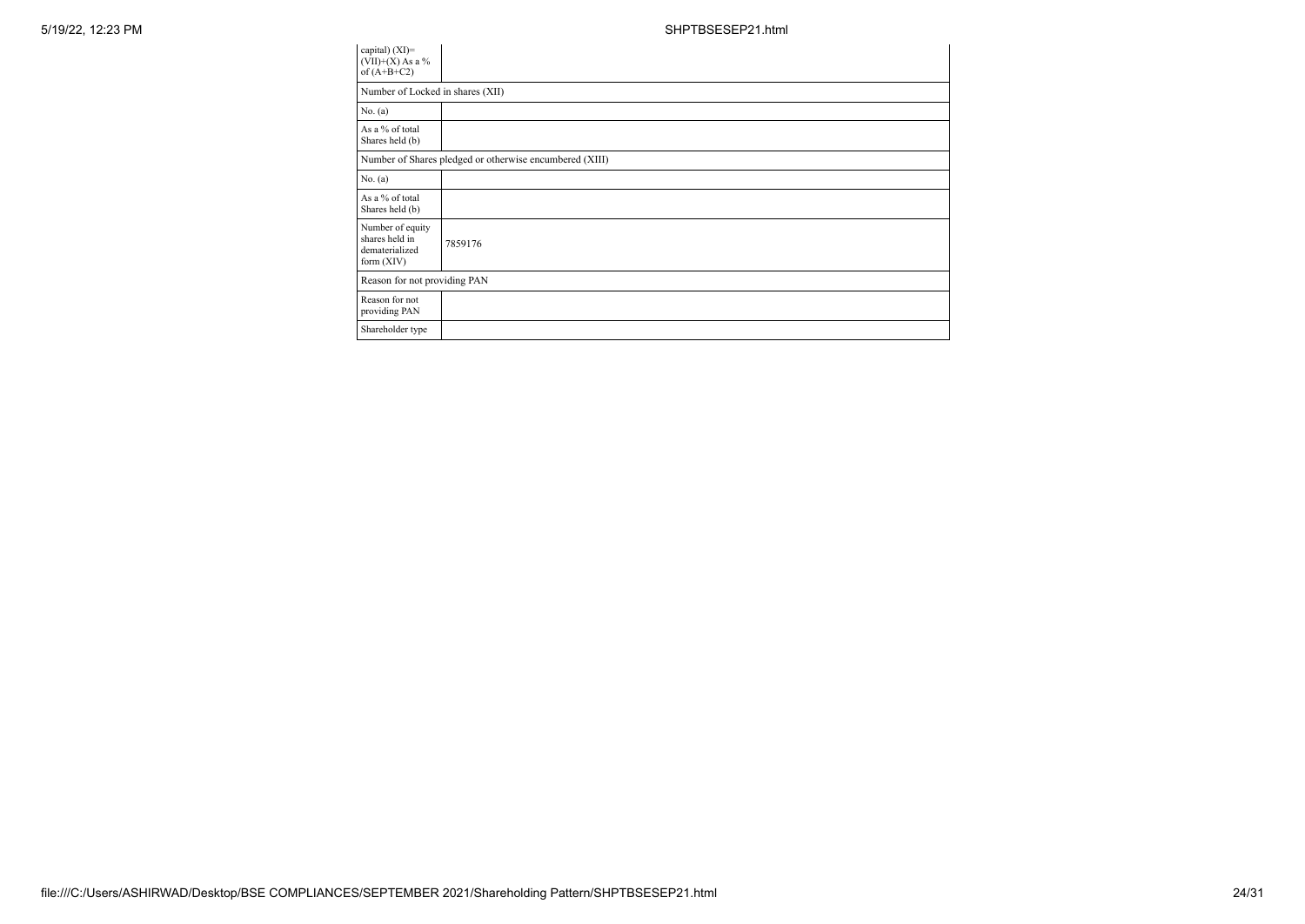| capital) (XI)= (VII)+(X) As a % of (A+B+C2) | |
| --- | --- |
| Number of Locked in shares (XII) | |
| No. (a) | |
| As a % of total Shares held (b) | |
| Number of Shares pledged or otherwise encumbered (XIII) | |
| No. (a) | |
| As a % of total Shares held (b) | |
| Number of equity shares held in dematerialized form (XIV) | 7859176 |
| Reason for not providing PAN | |
| Reason for not providing PAN | |
| Shareholder type | |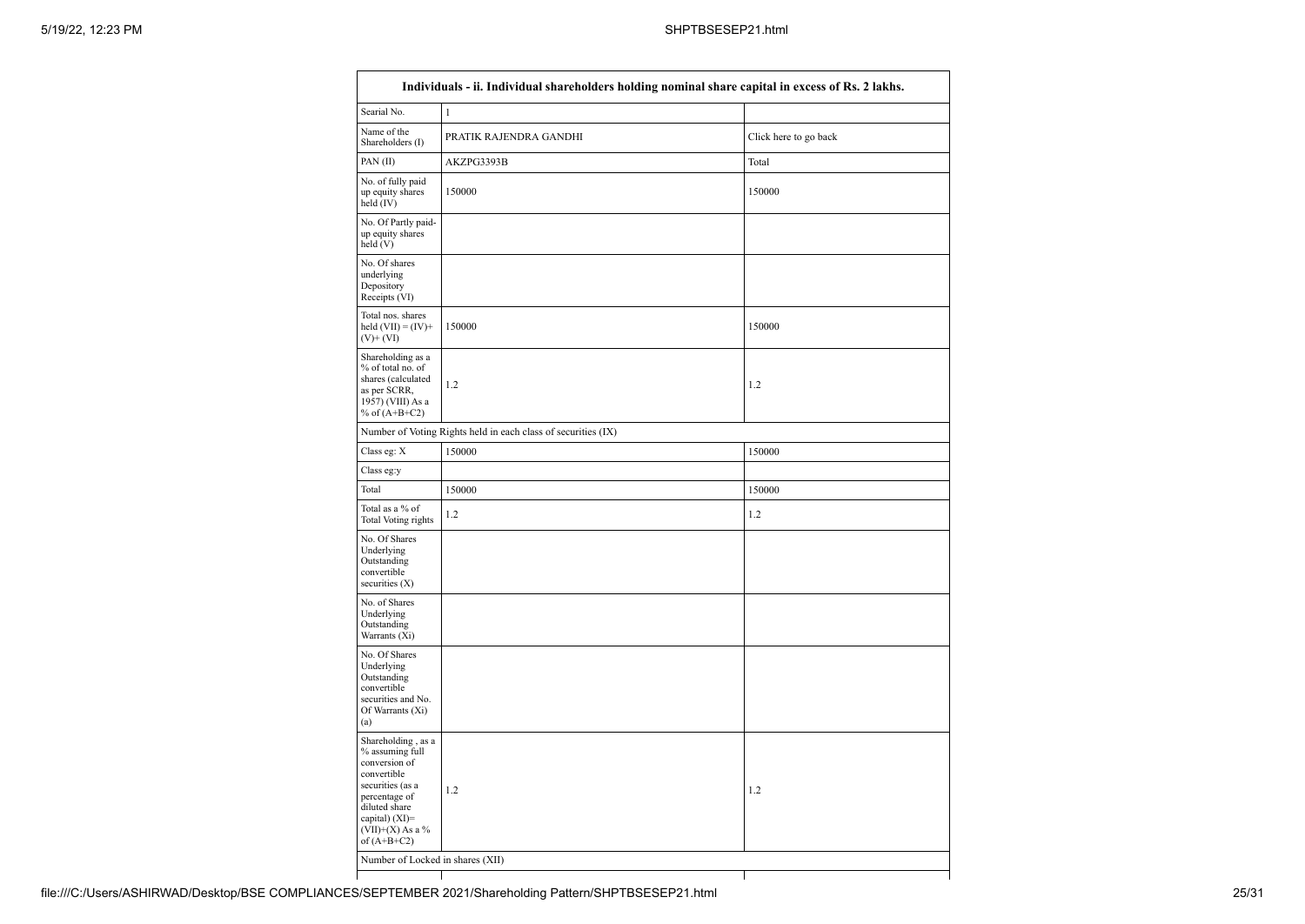| Individuals - ii. Individual shareholders holding nominal share capital in excess of Rs. 2 lakhs. | | |
|---|---|---|
| Searial No. | 1 | |
| Name of the Shareholders (I) | PRATIK RAJENDRA GANDHI | Click here to go back |
| PAN (II) | AKZPG3393B | Total |
| No. of fully paid up equity shares held (IV) | 150000 | 150000 |
| No. Of Partly paid-up equity shares held (V) | | |
| No. Of shares underlying Depository Receipts (VI) | | |
| Total nos. shares held (VII) = (IV)+(V)+ (VI) | 150000 | 150000 |
| Shareholding as a % of total no. of shares (calculated as per SCRR, 1957) (VIII) As a % of (A+B+C2) | 1.2 | 1.2 |
| Number of Voting Rights held in each class of securities (IX) | | |
| Class eg: X | 150000 | 150000 |
| Class eg:y | | |
| Total | 150000 | 150000 |
| Total as a % of Total Voting rights | 1.2 | 1.2 |
| No. Of Shares Underlying Outstanding convertible securities (X) | | |
| No. of Shares Underlying Outstanding Warrants (Xi) | | |
| No. Of Shares Underlying Outstanding convertible securities and No. Of Warrants (Xi) (a) | | |
| Shareholding , as a % assuming full conversion of convertible securities (as a percentage of diluted share capital) (XI)= (VII)+(X) As a % of (A+B+C2) | 1.2 | 1.2 |
| Number of Locked in shares (XII) | | |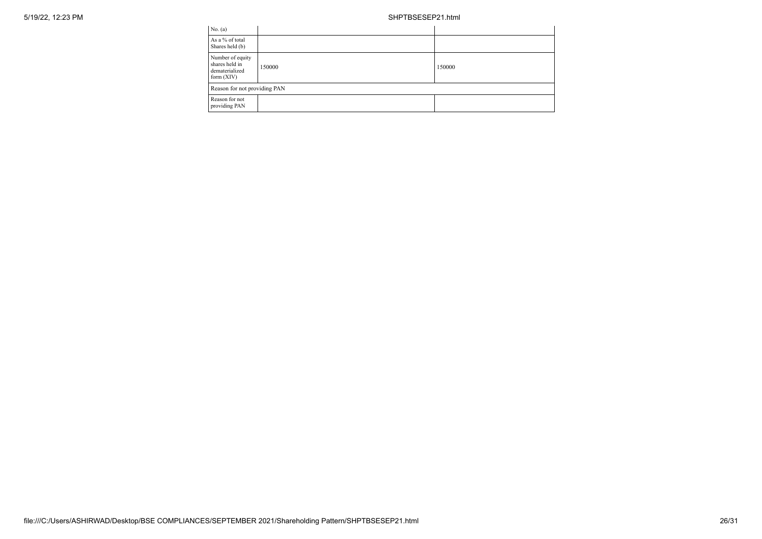| | | |
|---|---|---|
| No. (a) | | |
| As a % of total Shares held (b) | | |
| Number of equity shares held in dematerialized form (XIV) | 150000 | 150000 |
| Reason for not providing PAN | | |
| Reason for not providing PAN | | |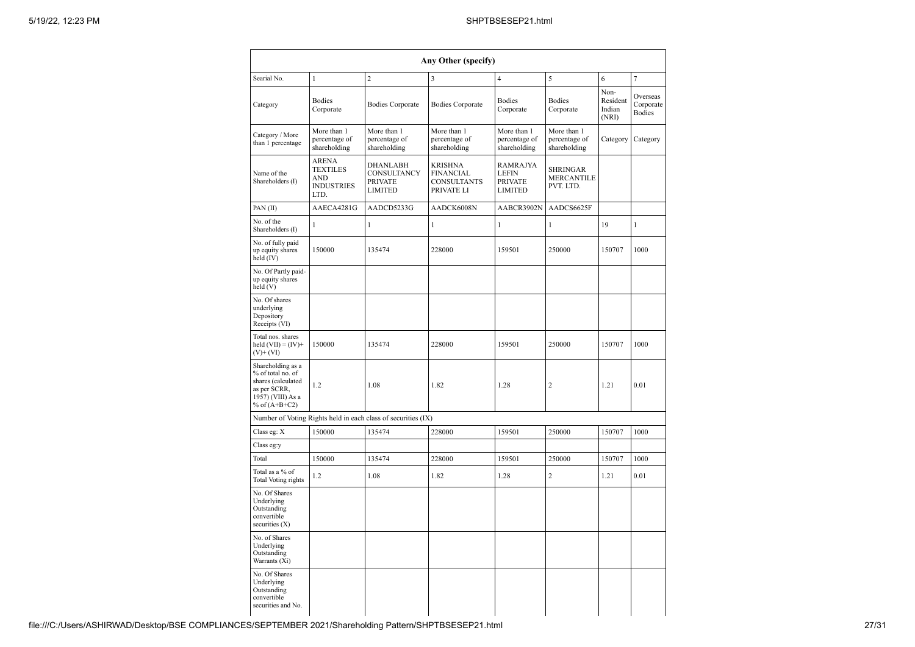| Any Other (specify) | | | | | | | |
|---|---|---|---|---|---|---|---|
| Searial No. | 1 | 2 | 3 | 4 | 5 | 6 | 7 |
| Category | Bodies Corporate | Bodies Corporate | Bodies Corporate | Bodies Corporate | Bodies Corporate | Non-Resident Indian (NRI) | Overseas Corporate Bodies |
| Category / More than 1 percentage | More than 1 percentage of shareholding | More than 1 percentage of shareholding | More than 1 percentage of shareholding | More than 1 percentage of shareholding | More than 1 percentage of shareholding | Category | Category |
| Name of the Shareholders (I) | ARENA TEXTILES AND INDUSTRIES LTD. | DHANLABH CONSULTANCY PRIVATE LIMITED | KRISHNA FINANCIAL CONSULTANTS PRIVATE LI | RAMRAJYA LEFIN PRIVATE LIMITED | SHRINGAR MERCANTILE PVT. LTD. | | |
| PAN (II) | AAECA4281G | AADCD5233G | AADCK6008N | AABCR3902N | AADCS6625F | | |
| No. of the Shareholders (I) | 1 | 1 | 1 | 1 | 1 | 19 | 1 |
| No. of fully paid up equity shares held (IV) | 150000 | 135474 | 228000 | 159501 | 250000 | 150707 | 1000 |
| No. Of Partly paid-up equity shares held (V) | | | | | | | |
| No. Of shares underlying Depository Receipts (VI) | | | | | | | |
| Total nos. shares held (VII) = (IV)+ (V)+ (VI) | 150000 | 135474 | 228000 | 159501 | 250000 | 150707 | 1000 |
| Shareholding as a % of total no. of shares (calculated as per SCRR, 1957) (VIII) As a % of (A+B+C2) | 1.2 | 1.08 | 1.82 | 1.28 | 2 | 1.21 | 0.01 |
| Number of Voting Rights held in each class of securities (IX) | | | | | | | |
| Class eg: X | 150000 | 135474 | 228000 | 159501 | 250000 | 150707 | 1000 |
| Class eg:y | | | | | | | |
| Total | 150000 | 135474 | 228000 | 159501 | 250000 | 150707 | 1000 |
| Total as a % of Total Voting rights | 1.2 | 1.08 | 1.82 | 1.28 | 2 | 1.21 | 0.01 |
| No. Of Shares Underlying Outstanding convertible securities (X) | | | | | | | |
| No. of Shares Underlying Outstanding Warrants (Xi) | | | | | | | |
| No. Of Shares Underlying Outstanding convertible securities and No. | | | | | | | |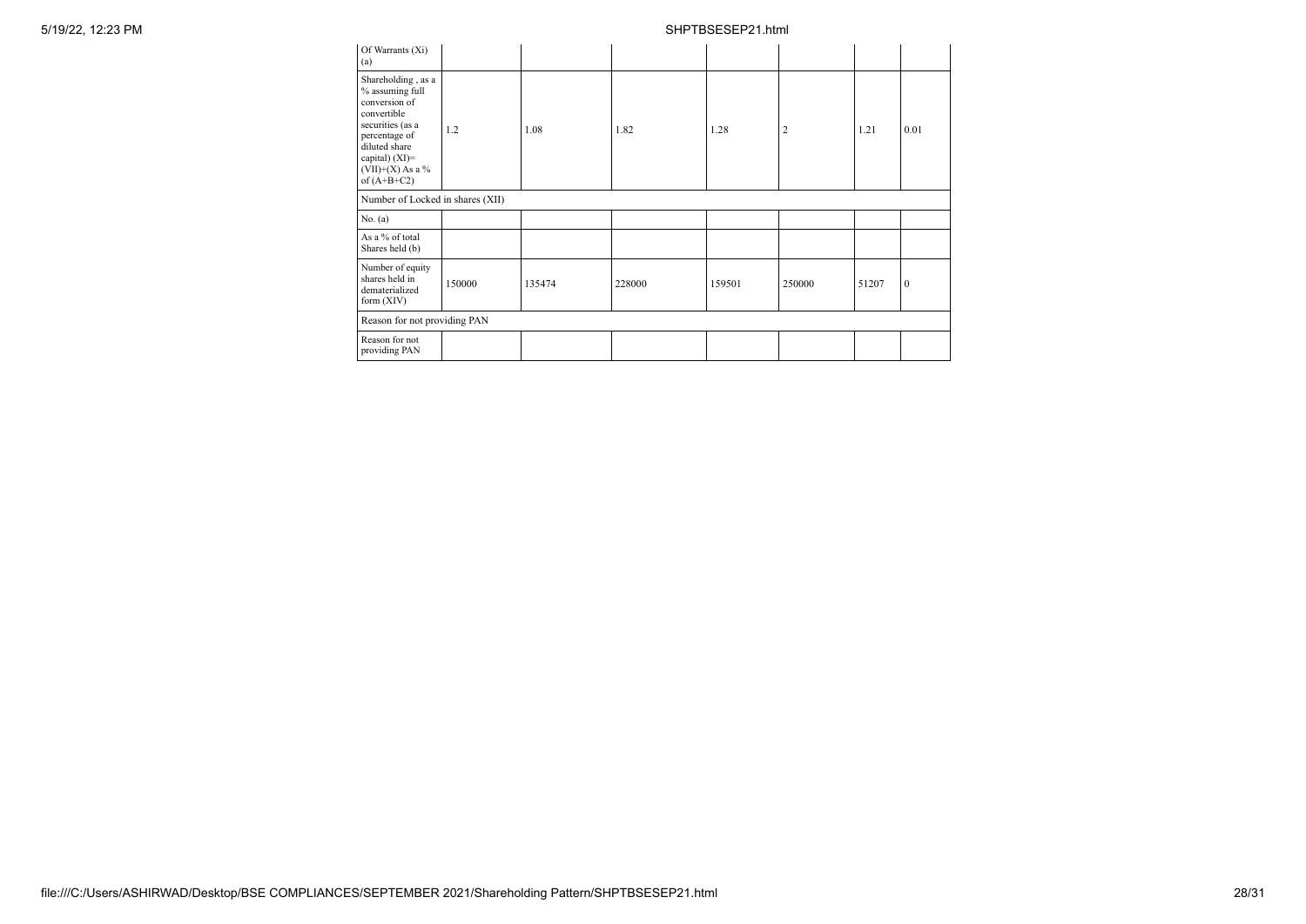| Of Warrants (Xi) (a) | | | | | | | |
|---|---|---|---|---|---|---|---|
| Shareholding , as a % assuming full conversion of convertible securities (as a percentage of diluted share capital) (XI)= (VII)+(X) As a % of (A+B+C2) | 1.2 | 1.08 | 1.82 | 1.28 | 2 | 1.21 | 0.01 |
| Number of Locked in shares (XII) | | | | | | | |
| No. (a) | | | | | | | |
| As a % of total Shares held (b) | | | | | | | |
| Number of equity shares held in dematerialized form (XIV) | 150000 | 135474 | 228000 | 159501 | 250000 | 51207 | 0 |
| Reason for not providing PAN | | | | | | | |
| Reason for not providing PAN | | | | | | | |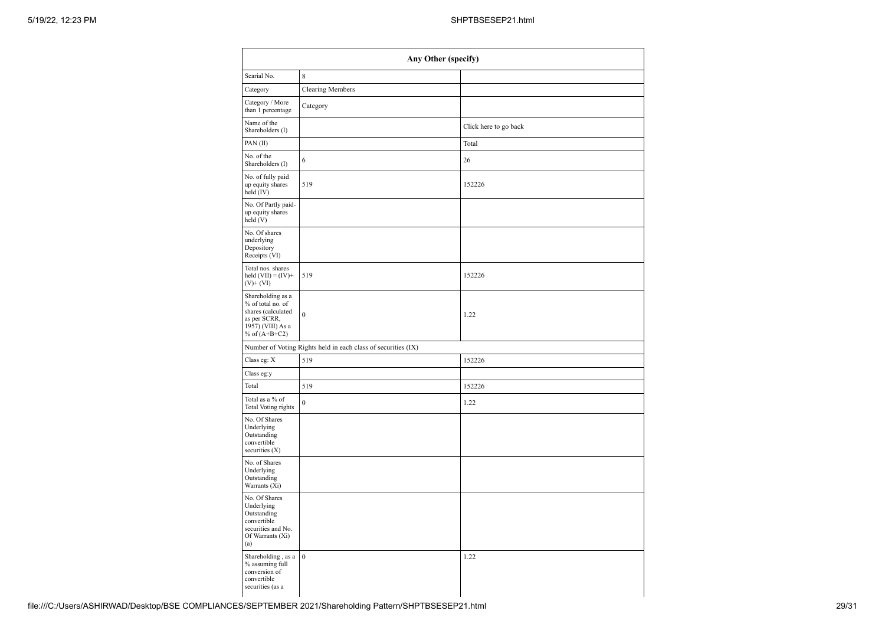| Any Other (specify) | | |
|---|---|---|
| Searial No. | 8 | |
| Category | Clearing Members | |
| Category / More than 1 percentage | Category | |
| Name of the Shareholders (I) | | Click here to go back |
| PAN (II) | | Total |
| No. of the Shareholders (I) | 6 | 26 |
| No. of fully paid up equity shares held (IV) | 519 | 152226 |
| No. Of Partly paid-up equity shares held (V) | | |
| No. Of shares underlying Depository Receipts (VI) | | |
| Total nos. shares held (VII) = (IV)+ (V)+ (VI) | 519 | 152226 |
| Shareholding as a % of total no. of shares (calculated as per SCRR, 1957) (VIII) As a % of (A+B+C2) | 0 | 1.22 |
| Number of Voting Rights held in each class of securities (IX) | | |
| Class eg: X | 519 | 152226 |
| Class eg:y | | |
| Total | 519 | 152226 |
| Total as a % of Total Voting rights | 0 | 1.22 |
| No. Of Shares Underlying Outstanding convertible securities (X) | | |
| No. of Shares Underlying Outstanding Warrants (Xi) | | |
| No. Of Shares Underlying Outstanding convertible securities and No. Of Warrants (Xi) (a) | | |
| Shareholding , as a % assuming full conversion of convertible securities (as a | 0 | 1.22 |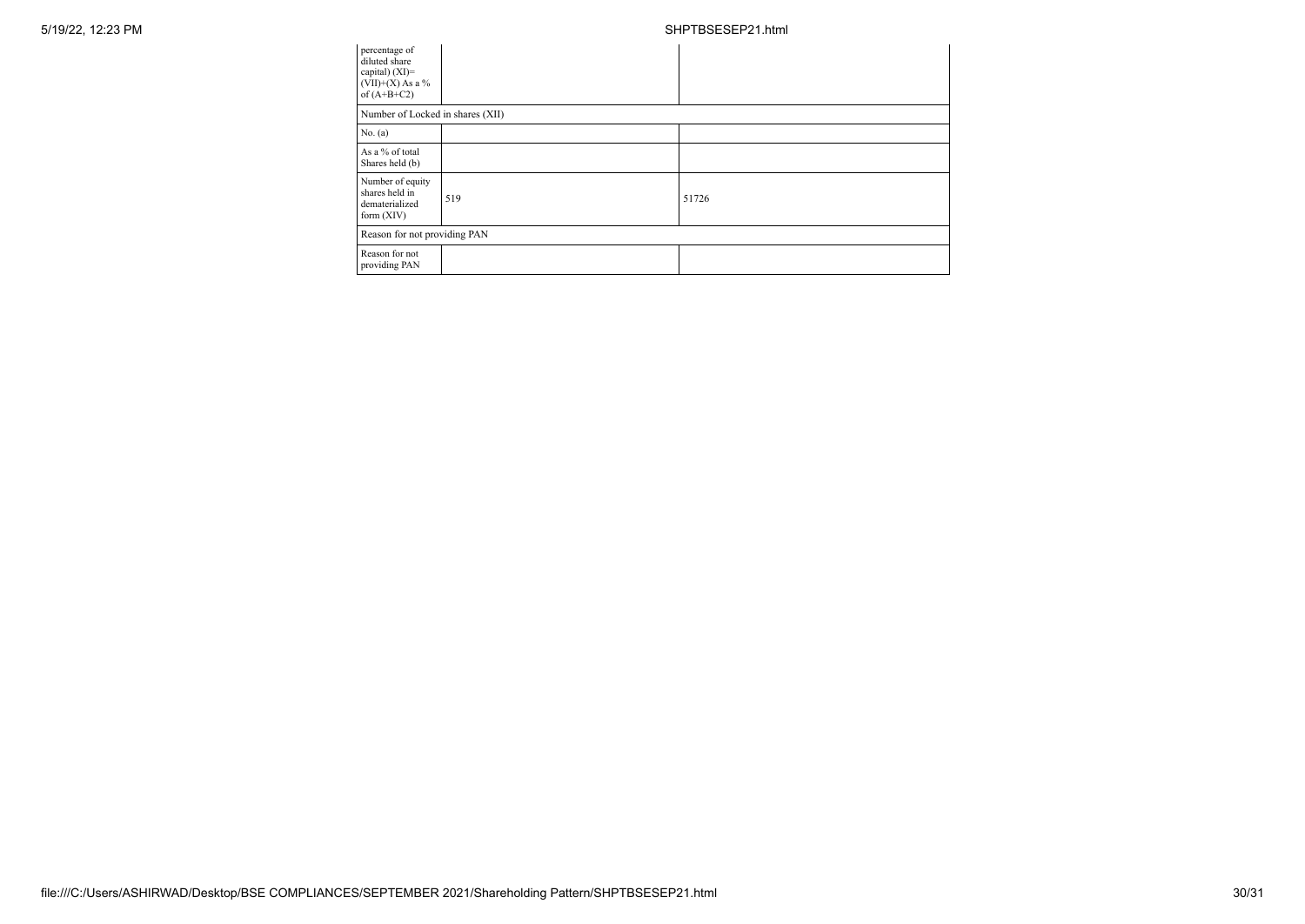| | | |
|---|---|---|
| percentage of diluted share capital) (XI)= (VII)+(X) As a % of (A+B+C2) | | |
| Number of Locked in shares (XII) | | |
| No. (a) | | |
| As a % of total Shares held (b) | | |
| Number of equity shares held in dematerialized form (XIV) | 519 | 51726 |
| Reason for not providing PAN | | |
| Reason for not providing PAN | | |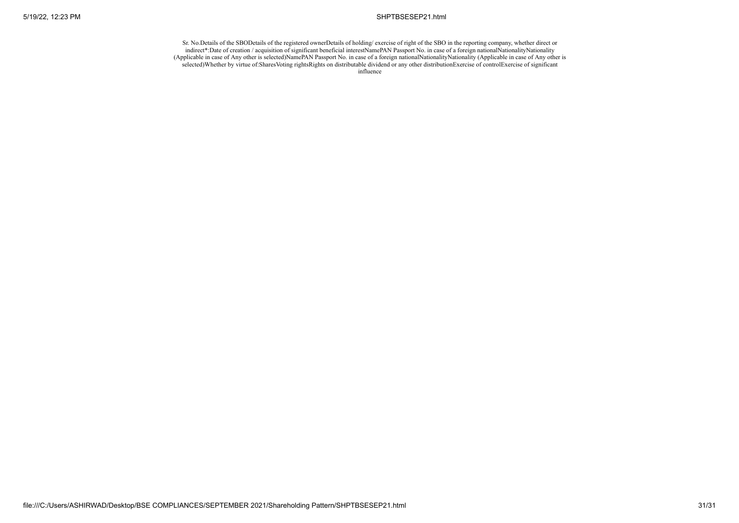Sr. No.Details of the SBODetails of the registered ownerDetails of holding/ exercise of right of the SBO in the reporting company, whether direct or indirect*:Date of creation / acquisition of significant beneficial interestNamePAN Passport No. in case of a foreign nationalNationalityNationality (Applicable in case of Any other is selected)NamePAN Passport No. in case of a foreign nationalNationalityNationality (Applicable in case of Any other is selected)Whether by virtue of:SharesVoting rightsRights on distributable dividend or any other distributionExercise of controlExercise of significant influence